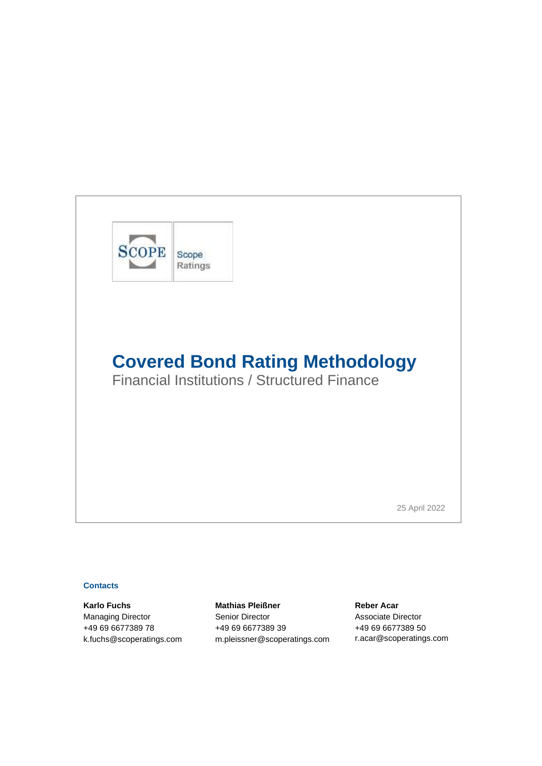SCOPE Scope Ratings

# Covered Bond Rating Methodology

Financial Institutions / Structured Finance

25 April 2022

**Contacts**

**Karlo Fuchs**
Managing Director
+49 69 6677389 78
k.fuchs@scoperatings.com

**Mathias Pleißner**
Senior Director
+49 69 6677389 39
m.pleissner@scoperatings.com

**Reber Acar**
Associate Director
+49 69 6677389 50
r.acar@scoperatings.com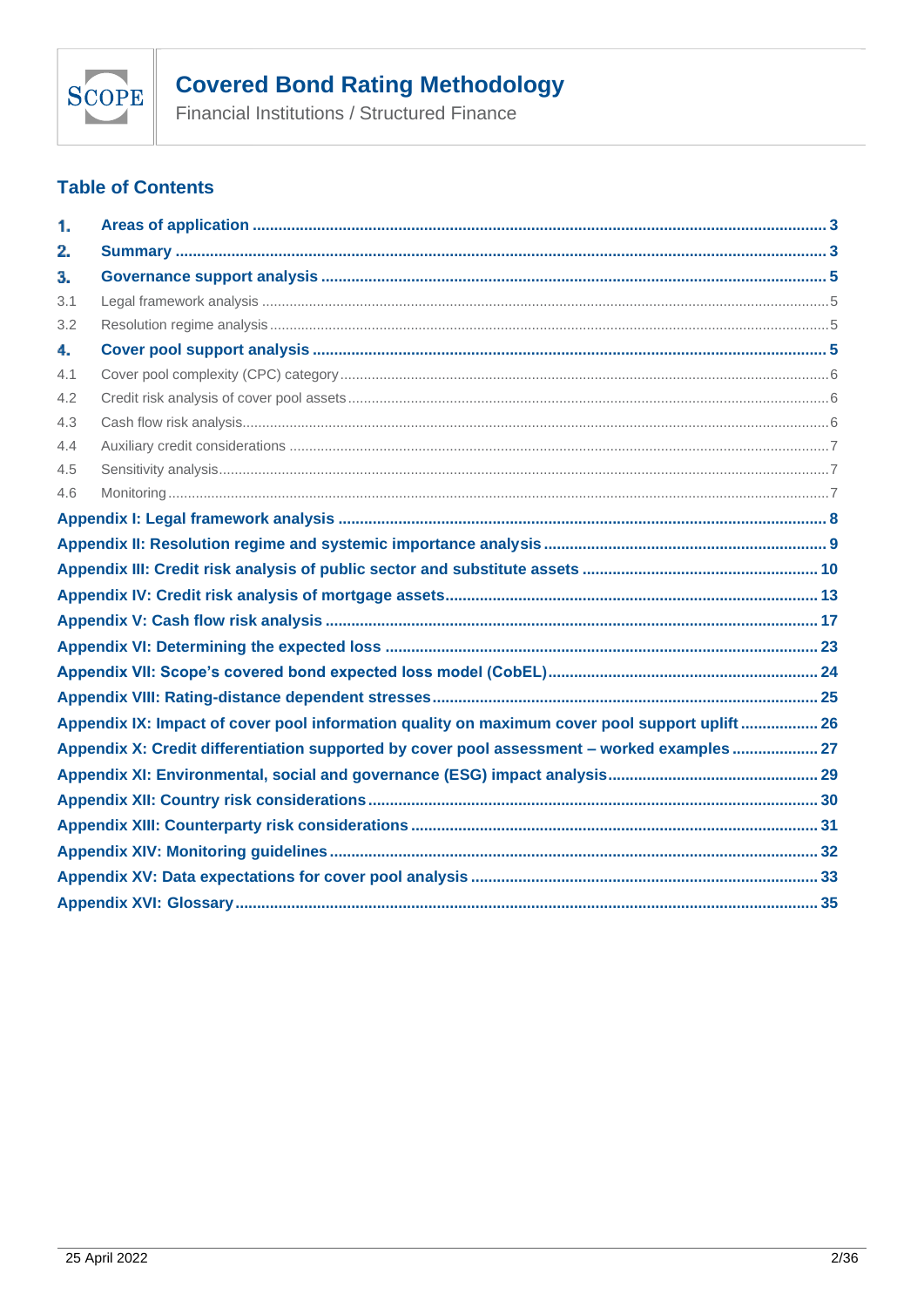## Table of Contents

1. **Areas of application** ... 3
2. **Summary** ... 3
3. **Governance support analysis** ... 5
   - 3.1 Legal framework analysis ... 5
   - 3.2 Resolution regime analysis ... 5
4. **Cover pool support analysis** ... 5
   - 4.1 Cover pool complexity (CPC) category ... 6
   - 4.2 Credit risk analysis of cover pool assets ... 6
   - 4.3 Cash flow risk analysis ... 6
   - 4.4 Auxiliary credit considerations ... 7
   - 4.5 Sensitivity analysis ... 7
   - 4.6 Monitoring ... 7

**Appendix I: Legal framework analysis** ... 8

**Appendix II: Resolution regime and systemic importance analysis** ... 9

**Appendix III: Credit risk analysis of public sector and substitute assets** ... 10

**Appendix IV: Credit risk analysis of mortgage assets** ... 13

**Appendix V: Cash flow risk analysis** ... 17

**Appendix VI: Determining the expected loss** ... 23

**Appendix VII: Scope's covered bond expected loss model (CobEL)** ... 24

**Appendix VIII: Rating-distance dependent stresses** ... 25

**Appendix IX: Impact of cover pool information quality on maximum cover pool support uplift** ... 26

**Appendix X: Credit differentiation supported by cover pool assessment – worked examples** ... 27

**Appendix XI: Environmental, social and governance (ESG) impact analysis** ... 29

**Appendix XII: Country risk considerations** ... 30

**Appendix XIII: Counterparty risk considerations** ... 31

**Appendix XIV: Monitoring guidelines** ... 32

**Appendix XV: Data expectations for cover pool analysis** ... 33

**Appendix XVI: Glossary** ... 35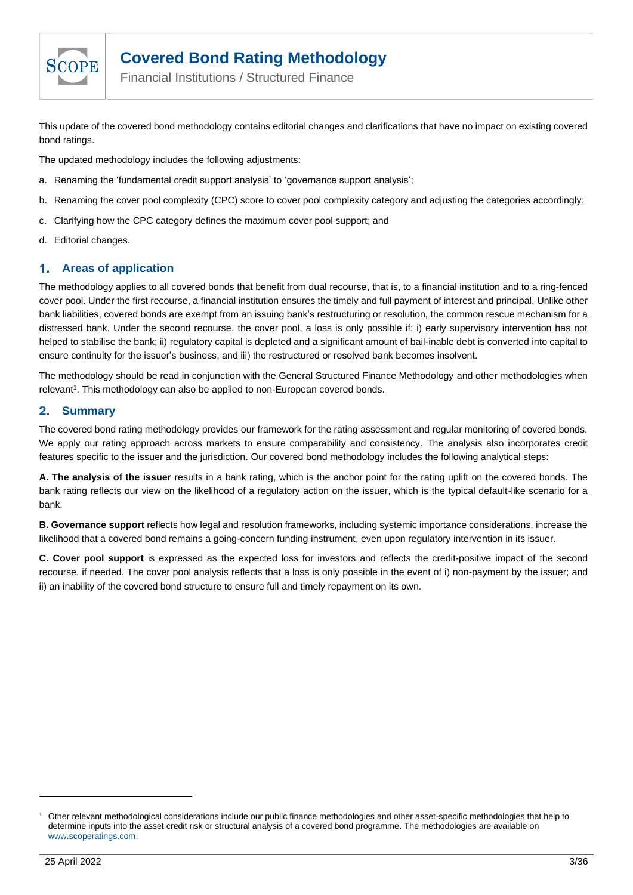This update of the covered bond methodology contains editorial changes and clarifications that have no impact on existing covered bond ratings.

The updated methodology includes the following adjustments:

a. Renaming the 'fundamental credit support analysis' to 'governance support analysis';

b. Renaming the cover pool complexity (CPC) score to cover pool complexity category and adjusting the categories accordingly;

c. Clarifying how the CPC category defines the maximum cover pool support; and

d. Editorial changes.

## 1. Areas of application

The methodology applies to all covered bonds that benefit from dual recourse, that is, to a financial institution and to a ring-fenced cover pool. Under the first recourse, a financial institution ensures the timely and full payment of interest and principal. Unlike other bank liabilities, covered bonds are exempt from an issuing bank's restructuring or resolution, the common rescue mechanism for a distressed bank. Under the second recourse, the cover pool, a loss is only possible if: i) early supervisory intervention has not helped to stabilise the bank; ii) regulatory capital is depleted and a significant amount of bail-inable debt is converted into capital to ensure continuity for the issuer's business; and iii) the restructured or resolved bank becomes insolvent.

The methodology should be read in conjunction with the General Structured Finance Methodology and other methodologies when relevant[1]. This methodology can also be applied to non-European covered bonds.

## 2. Summary

The covered bond rating methodology provides our framework for the rating assessment and regular monitoring of covered bonds. We apply our rating approach across markets to ensure comparability and consistency. The analysis also incorporates credit features specific to the issuer and the jurisdiction. Our covered bond methodology includes the following analytical steps:

**A. The analysis of the issuer** results in a bank rating, which is the anchor point for the rating uplift on the covered bonds. The bank rating reflects our view on the likelihood of a regulatory action on the issuer, which is the typical default-like scenario for a bank.

**B. Governance support** reflects how legal and resolution frameworks, including systemic importance considerations, increase the likelihood that a covered bond remains a going-concern funding instrument, even upon regulatory intervention in its issuer.

**C. Cover pool support** is expressed as the expected loss for investors and reflects the credit-positive impact of the second recourse, if needed. The cover pool analysis reflects that a loss is only possible in the event of i) non-payment by the issuer; and ii) an inability of the covered bond structure to ensure full and timely repayment on its own.

---

[1] Other relevant methodological considerations include our public finance methodologies and other asset-specific methodologies that help to determine inputs into the asset credit risk or structural analysis of a covered bond programme. The methodologies are available on www.scoperatings.com.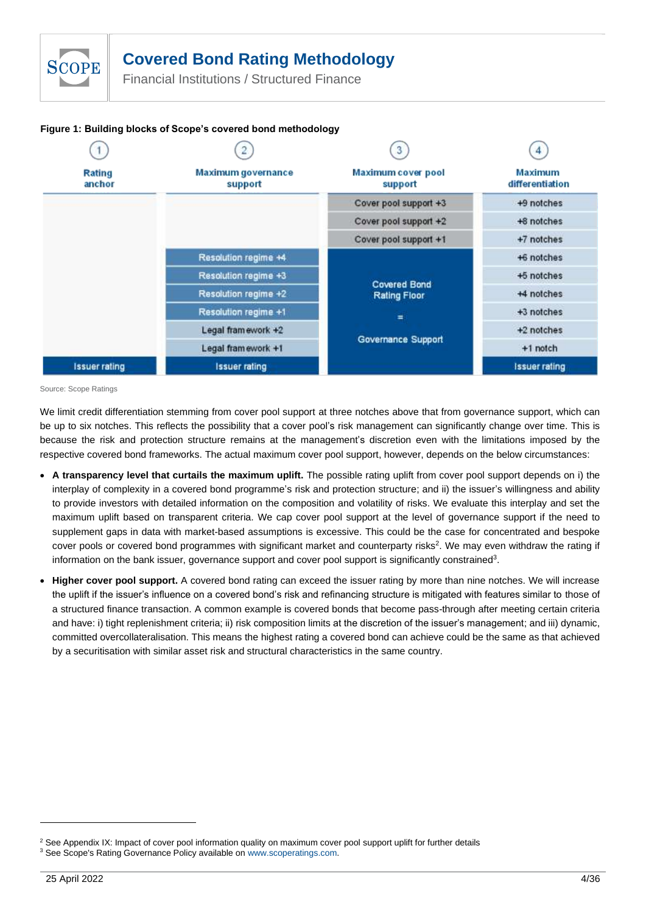**Figure 1: Building blocks of Scope's covered bond methodology**

| 1 Rating anchor | 2 Maximum governance support | 3 Maximum cover pool support | 4 Maximum differentiation |
|---|---|---|---|
| | | Cover pool support +3 | +9 notches |
| | | Cover pool support +2 | +8 notches |
| | | Cover pool support +1 | +7 notches |
| | Resolution regime +4 | Covered Bond Rating Floor = Governance Support | +6 notches |
| | Resolution regime +3 | | +5 notches |
| | Resolution regime +2 | | +4 notches |
| | Resolution regime +1 | | +3 notches |
| | Legal framework +2 | | +2 notches |
| | Legal framework +1 | | +1 notch |
| Issuer rating | Issuer rating | | Issuer rating |

Source: Scope Ratings

We limit credit differentiation stemming from cover pool support at three notches above that from governance support, which can be up to six notches. This reflects the possibility that a cover pool's risk management can significantly change over time. This is because the risk and protection structure remains at the management's discretion even with the limitations imposed by the respective covered bond frameworks. The actual maximum cover pool support, however, depends on the below circumstances:

- **A transparency level that curtails the maximum uplift.** The possible rating uplift from cover pool support depends on i) the interplay of complexity in a covered bond programme's risk and protection structure; and ii) the issuer's willingness and ability to provide investors with detailed information on the composition and volatility of risks. We evaluate this interplay and set the maximum uplift based on transparent criteria. We cap cover pool support at the level of governance support if the need to supplement gaps in data with market-based assumptions is excessive. This could be the case for concentrated and bespoke cover pools or covered bond programmes with significant market and counterparty risks[2]. We may even withdraw the rating if information on the bank issuer, governance support and cover pool support is significantly constrained[3].
- **Higher cover pool support.** A covered bond rating can exceed the issuer rating by more than nine notches. We will increase the uplift if the issuer's influence on a covered bond's risk and refinancing structure is mitigated with features similar to those of a structured finance transaction. A common example is covered bonds that become pass-through after meeting certain criteria and have: i) tight replenishment criteria; ii) risk composition limits at the discretion of the issuer's management; and iii) dynamic, committed overcollateralisation. This means the highest rating a covered bond can achieve could be the same as that achieved by a securitisation with similar asset risk and structural characteristics in the same country.

---

[2] See Appendix IX: Impact of cover pool information quality on maximum cover pool support uplift for further details

[3] See Scope's Rating Governance Policy available on www.scoperatings.com.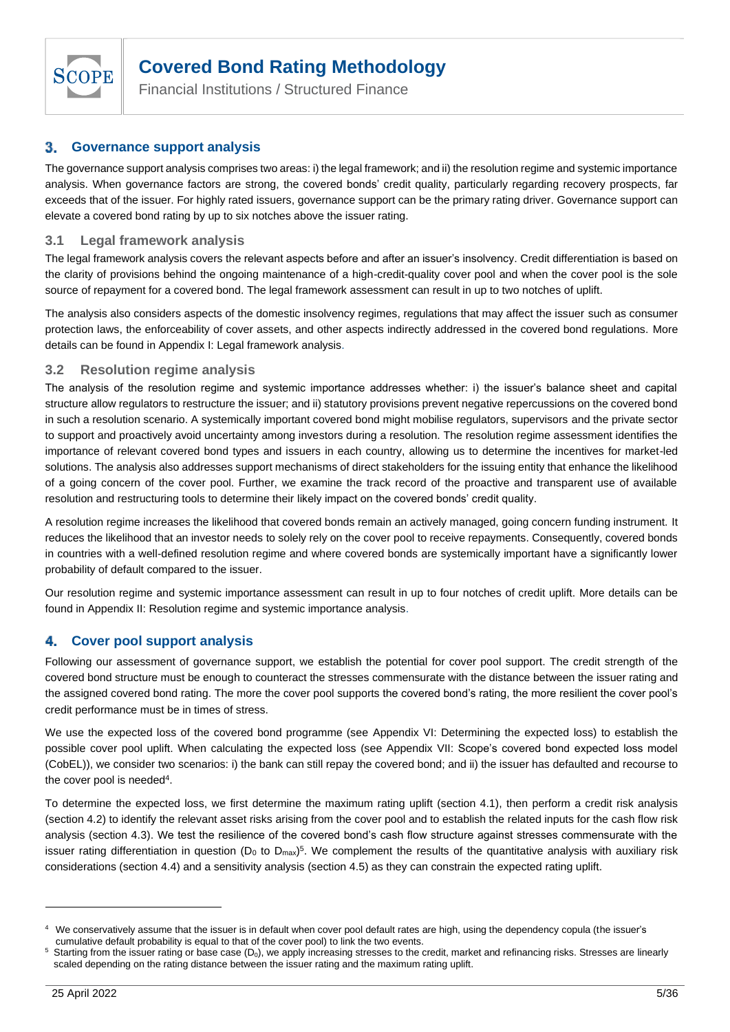## 3. Governance support analysis

The governance support analysis comprises two areas: i) the legal framework; and ii) the resolution regime and systemic importance analysis. When governance factors are strong, the covered bonds' credit quality, particularly regarding recovery prospects, far exceeds that of the issuer. For highly rated issuers, governance support can be the primary rating driver. Governance support can elevate a covered bond rating by up to six notches above the issuer rating.

### 3.1 Legal framework analysis

The legal framework analysis covers the relevant aspects before and after an issuer's insolvency. Credit differentiation is based on the clarity of provisions behind the ongoing maintenance of a high-credit-quality cover pool and when the cover pool is the sole source of repayment for a covered bond. The legal framework assessment can result in up to two notches of uplift.

The analysis also considers aspects of the domestic insolvency regimes, regulations that may affect the issuer such as consumer protection laws, the enforceability of cover assets, and other aspects indirectly addressed in the covered bond regulations. More details can be found in Appendix I: Legal framework analysis.

### 3.2 Resolution regime analysis

The analysis of the resolution regime and systemic importance addresses whether: i) the issuer's balance sheet and capital structure allow regulators to restructure the issuer; and ii) statutory provisions prevent negative repercussions on the covered bond in such a resolution scenario. A systemically important covered bond might mobilise regulators, supervisors and the private sector to support and proactively avoid uncertainty among investors during a resolution. The resolution regime assessment identifies the importance of relevant covered bond types and issuers in each country, allowing us to determine the incentives for market-led solutions. The analysis also addresses support mechanisms of direct stakeholders for the issuing entity that enhance the likelihood of a going concern of the cover pool. Further, we examine the track record of the proactive and transparent use of available resolution and restructuring tools to determine their likely impact on the covered bonds' credit quality.

A resolution regime increases the likelihood that covered bonds remain an actively managed, going concern funding instrument. It reduces the likelihood that an investor needs to solely rely on the cover pool to receive repayments. Consequently, covered bonds in countries with a well-defined resolution regime and where covered bonds are systemically important have a significantly lower probability of default compared to the issuer.

Our resolution regime and systemic importance assessment can result in up to four notches of credit uplift. More details can be found in Appendix II: Resolution regime and systemic importance analysis.

## 4. Cover pool support analysis

Following our assessment of governance support, we establish the potential for cover pool support. The credit strength of the covered bond structure must be enough to counteract the stresses commensurate with the distance between the issuer rating and the assigned covered bond rating. The more the cover pool supports the covered bond's rating, the more resilient the cover pool's credit performance must be in times of stress.

We use the expected loss of the covered bond programme (see Appendix VI: Determining the expected loss) to establish the possible cover pool uplift. When calculating the expected loss (see Appendix VII: Scope's covered bond expected loss model (CobEL)), we consider two scenarios: i) the bank can still repay the covered bond; and ii) the issuer has defaulted and recourse to the cover pool is needed[4].

To determine the expected loss, we first determine the maximum rating uplift (section 4.1), then perform a credit risk analysis (section 4.2) to identify the relevant asset risks arising from the cover pool and to establish the related inputs for the cash flow risk analysis (section 4.3). We test the resilience of the covered bond's cash flow structure against stresses commensurate with the issuer rating differentiation in question ($D_0$ to $D_{max}$)[5]. We complement the results of the quantitative analysis with auxiliary risk considerations (section 4.4) and a sensitivity analysis (section 4.5) as they can constrain the expected rating uplift.

---

[4] We conservatively assume that the issuer is in default when cover pool default rates are high, using the dependency copula (the issuer's cumulative default probability is equal to that of the cover pool) to link the two events.

[5] Starting from the issuer rating or base case ($D_0$), we apply increasing stresses to the credit, market and refinancing risks. Stresses are linearly scaled depending on the rating distance between the issuer rating and the maximum rating uplift.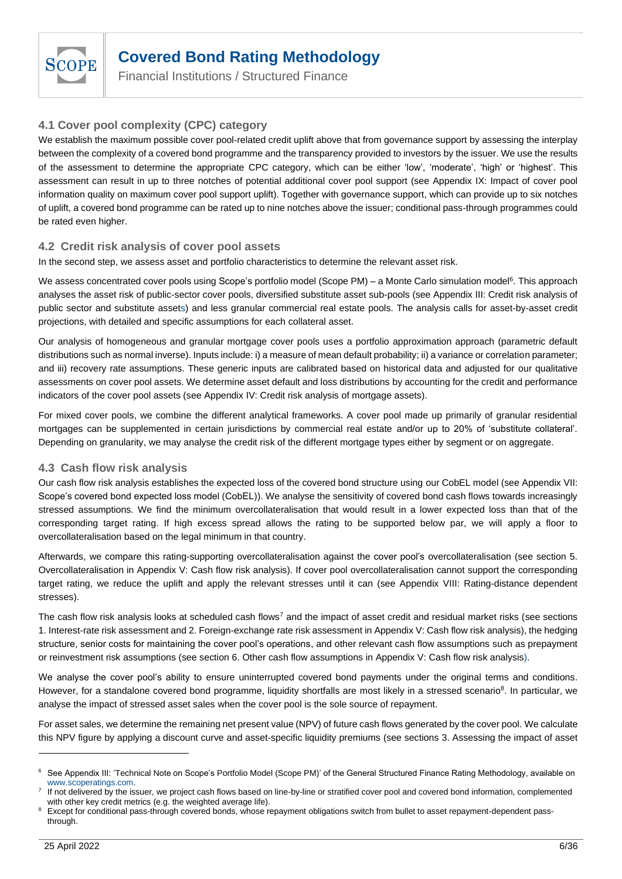## 4.1 Cover pool complexity (CPC) category

We establish the maximum possible cover pool-related credit uplift above that from governance support by assessing the interplay between the complexity of a covered bond programme and the transparency provided to investors by the issuer. We use the results of the assessment to determine the appropriate CPC category, which can be either 'low', 'moderate', 'high' or 'highest'. This assessment can result in up to three notches of potential additional cover pool support (see Appendix IX: Impact of cover pool information quality on maximum cover pool support uplift). Together with governance support, which can provide up to six notches of uplift, a covered bond programme can be rated up to nine notches above the issuer; conditional pass-through programmes could be rated even higher.

## 4.2 Credit risk analysis of cover pool assets

In the second step, we assess asset and portfolio characteristics to determine the relevant asset risk.

We assess concentrated cover pools using Scope's portfolio model (Scope PM) – a Monte Carlo simulation model[6]. This approach analyses the asset risk of public-sector cover pools, diversified substitute asset sub-pools (see Appendix III: Credit risk analysis of public sector and substitute assets) and less granular commercial real estate pools. The analysis calls for asset-by-asset credit projections, with detailed and specific assumptions for each collateral asset.

Our analysis of homogeneous and granular mortgage cover pools uses a portfolio approximation approach (parametric default distributions such as normal inverse). Inputs include: i) a measure of mean default probability; ii) a variance or correlation parameter; and iii) recovery rate assumptions. These generic inputs are calibrated based on historical data and adjusted for our qualitative assessments on cover pool assets. We determine asset default and loss distributions by accounting for the credit and performance indicators of the cover pool assets (see Appendix IV: Credit risk analysis of mortgage assets).

For mixed cover pools, we combine the different analytical frameworks. A cover pool made up primarily of granular residential mortgages can be supplemented in certain jurisdictions by commercial real estate and/or up to 20% of 'substitute collateral'. Depending on granularity, we may analyse the credit risk of the different mortgage types either by segment or on aggregate.

## 4.3 Cash flow risk analysis

Our cash flow risk analysis establishes the expected loss of the covered bond structure using our CobEL model (see Appendix VII: Scope's covered bond expected loss model (CobEL)). We analyse the sensitivity of covered bond cash flows towards increasingly stressed assumptions. We find the minimum overcollateralisation that would result in a lower expected loss than that of the corresponding target rating. If high excess spread allows the rating to be supported below par, we will apply a floor to overcollateralisation based on the legal minimum in that country.

Afterwards, we compare this rating-supporting overcollateralisation against the cover pool's overcollateralisation (see section 5. Overcollateralisation in Appendix V: Cash flow risk analysis). If cover pool overcollateralisation cannot support the corresponding target rating, we reduce the uplift and apply the relevant stresses until it can (see Appendix VIII: Rating-distance dependent stresses).

The cash flow risk analysis looks at scheduled cash flows[7] and the impact of asset credit and residual market risks (see sections 1. Interest-rate risk assessment and 2. Foreign-exchange rate risk assessment in Appendix V: Cash flow risk analysis), the hedging structure, senior costs for maintaining the cover pool's operations, and other relevant cash flow assumptions such as prepayment or reinvestment risk assumptions (see section 6. Other cash flow assumptions in Appendix V: Cash flow risk analysis).

We analyse the cover pool's ability to ensure uninterrupted covered bond payments under the original terms and conditions. However, for a standalone covered bond programme, liquidity shortfalls are most likely in a stressed scenario[8]. In particular, we analyse the impact of stressed asset sales when the cover pool is the sole source of repayment.

For asset sales, we determine the remaining net present value (NPV) of future cash flows generated by the cover pool. We calculate this NPV figure by applying a discount curve and asset-specific liquidity premiums (see sections 3. Assessing the impact of asset

---

[6] See Appendix III: 'Technical Note on Scope's Portfolio Model (Scope PM)' of the General Structured Finance Rating Methodology, available on www.scoperatings.com.

[7] If not delivered by the issuer, we project cash flows based on line-by-line or stratified cover pool and covered bond information, complemented with other key credit metrics (e.g. the weighted average life).

[8] Except for conditional pass-through covered bonds, whose repayment obligations switch from bullet to asset repayment-dependent pass-through.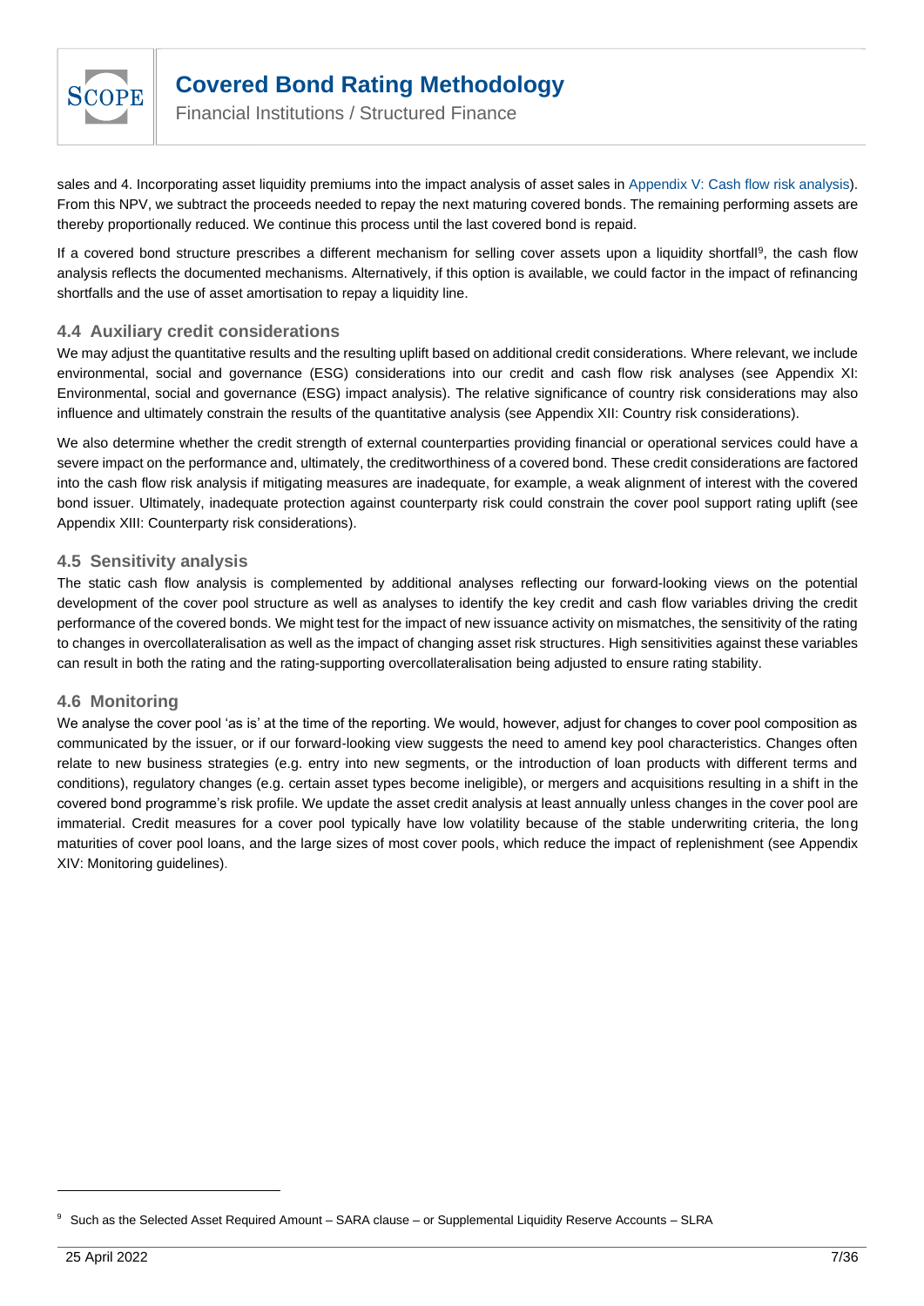sales and 4. Incorporating asset liquidity premiums into the impact analysis of asset sales in Appendix V: Cash flow risk analysis). From this NPV, we subtract the proceeds needed to repay the next maturing covered bonds. The remaining performing assets are thereby proportionally reduced. We continue this process until the last covered bond is repaid.

If a covered bond structure prescribes a different mechanism for selling cover assets upon a liquidity shortfall[9], the cash flow analysis reflects the documented mechanisms. Alternatively, if this option is available, we could factor in the impact of refinancing shortfalls and the use of asset amortisation to repay a liquidity line.

## 4.4 Auxiliary credit considerations

We may adjust the quantitative results and the resulting uplift based on additional credit considerations. Where relevant, we include environmental, social and governance (ESG) considerations into our credit and cash flow risk analyses (see Appendix XI: Environmental, social and governance (ESG) impact analysis). The relative significance of country risk considerations may also influence and ultimately constrain the results of the quantitative analysis (see Appendix XII: Country risk considerations).

We also determine whether the credit strength of external counterparties providing financial or operational services could have a severe impact on the performance and, ultimately, the creditworthiness of a covered bond. These credit considerations are factored into the cash flow risk analysis if mitigating measures are inadequate, for example, a weak alignment of interest with the covered bond issuer. Ultimately, inadequate protection against counterparty risk could constrain the cover pool support rating uplift (see Appendix XIII: Counterparty risk considerations).

## 4.5 Sensitivity analysis

The static cash flow analysis is complemented by additional analyses reflecting our forward-looking views on the potential development of the cover pool structure as well as analyses to identify the key credit and cash flow variables driving the credit performance of the covered bonds. We might test for the impact of new issuance activity on mismatches, the sensitivity of the rating to changes in overcollateralisation as well as the impact of changing asset risk structures. High sensitivities against these variables can result in both the rating and the rating-supporting overcollateralisation being adjusted to ensure rating stability.

## 4.6 Monitoring

We analyse the cover pool 'as is' at the time of the reporting. We would, however, adjust for changes to cover pool composition as communicated by the issuer, or if our forward-looking view suggests the need to amend key pool characteristics. Changes often relate to new business strategies (e.g. entry into new segments, or the introduction of loan products with different terms and conditions), regulatory changes (e.g. certain asset types become ineligible), or mergers and acquisitions resulting in a shift in the covered bond programme's risk profile. We update the asset credit analysis at least annually unless changes in the cover pool are immaterial. Credit measures for a cover pool typically have low volatility because of the stable underwriting criteria, the long maturities of cover pool loans, and the large sizes of most cover pools, which reduce the impact of replenishment (see Appendix XIV: Monitoring guidelines).

---

[9] Such as the Selected Asset Required Amount – SARA clause – or Supplemental Liquidity Reserve Accounts – SLRA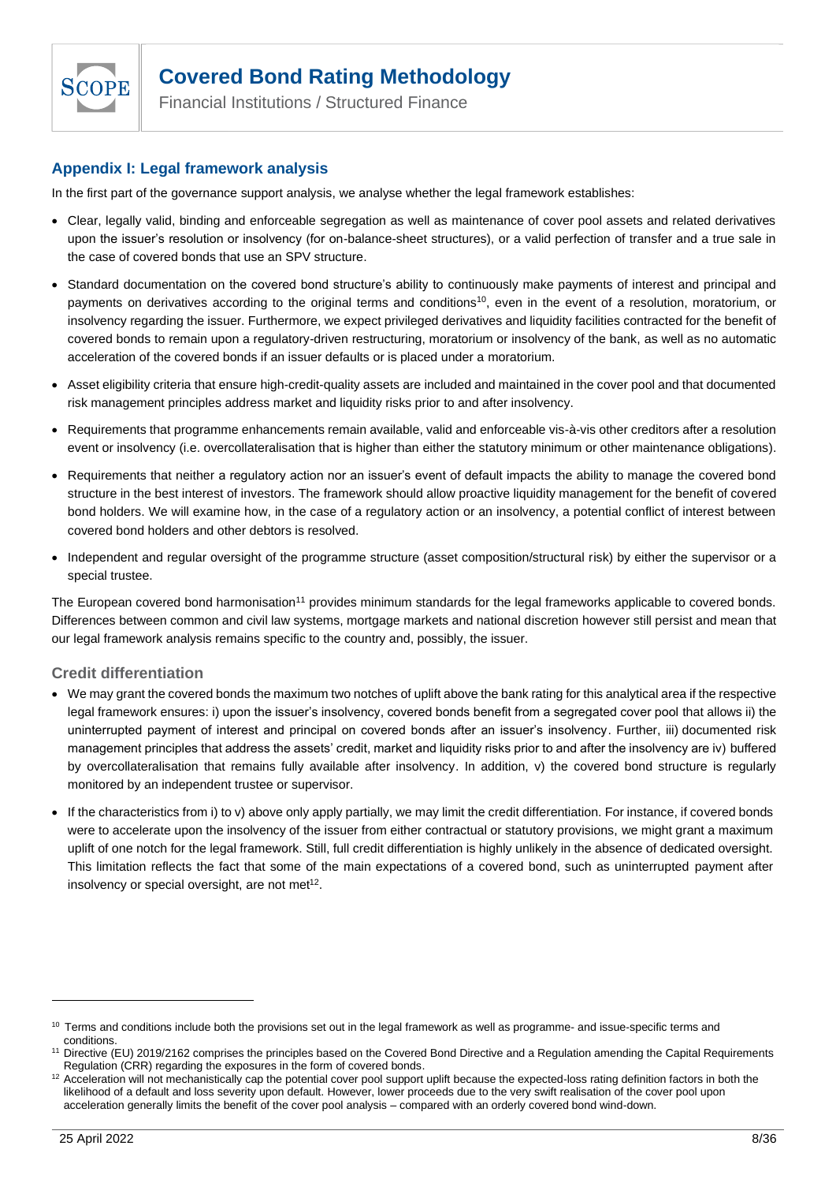## Appendix I: Legal framework analysis

In the first part of the governance support analysis, we analyse whether the legal framework establishes:

- Clear, legally valid, binding and enforceable segregation as well as maintenance of cover pool assets and related derivatives upon the issuer's resolution or insolvency (for on-balance-sheet structures), or a valid perfection of transfer and a true sale in the case of covered bonds that use an SPV structure.
- Standard documentation on the covered bond structure's ability to continuously make payments of interest and principal and payments on derivatives according to the original terms and conditions[10], even in the event of a resolution, moratorium, or insolvency regarding the issuer. Furthermore, we expect privileged derivatives and liquidity facilities contracted for the benefit of covered bonds to remain upon a regulatory-driven restructuring, moratorium or insolvency of the bank, as well as no automatic acceleration of the covered bonds if an issuer defaults or is placed under a moratorium.
- Asset eligibility criteria that ensure high-credit-quality assets are included and maintained in the cover pool and that documented risk management principles address market and liquidity risks prior to and after insolvency.
- Requirements that programme enhancements remain available, valid and enforceable vis-à-vis other creditors after a resolution event or insolvency (i.e. overcollateralisation that is higher than either the statutory minimum or other maintenance obligations).
- Requirements that neither a regulatory action nor an issuer's event of default impacts the ability to manage the covered bond structure in the best interest of investors. The framework should allow proactive liquidity management for the benefit of covered bond holders. We will examine how, in the case of a regulatory action or an insolvency, a potential conflict of interest between covered bond holders and other debtors is resolved.
- Independent and regular oversight of the programme structure (asset composition/structural risk) by either the supervisor or a special trustee.

The European covered bond harmonisation[11] provides minimum standards for the legal frameworks applicable to covered bonds. Differences between common and civil law systems, mortgage markets and national discretion however still persist and mean that our legal framework analysis remains specific to the country and, possibly, the issuer.

### Credit differentiation

- We may grant the covered bonds the maximum two notches of uplift above the bank rating for this analytical area if the respective legal framework ensures: i) upon the issuer's insolvency, covered bonds benefit from a segregated cover pool that allows ii) the uninterrupted payment of interest and principal on covered bonds after an issuer's insolvency. Further, iii) documented risk management principles that address the assets' credit, market and liquidity risks prior to and after the insolvency are iv) buffered by overcollateralisation that remains fully available after insolvency. In addition, v) the covered bond structure is regularly monitored by an independent trustee or supervisor.
- If the characteristics from i) to v) above only apply partially, we may limit the credit differentiation. For instance, if covered bonds were to accelerate upon the insolvency of the issuer from either contractual or statutory provisions, we might grant a maximum uplift of one notch for the legal framework. Still, full credit differentiation is highly unlikely in the absence of dedicated oversight. This limitation reflects the fact that some of the main expectations of a covered bond, such as uninterrupted payment after insolvency or special oversight, are not met[12].

---

[10] Terms and conditions include both the provisions set out in the legal framework as well as programme- and issue-specific terms and conditions.

[11] Directive (EU) 2019/2162 comprises the principles based on the Covered Bond Directive and a Regulation amending the Capital Requirements Regulation (CRR) regarding the exposures in the form of covered bonds.

[12] Acceleration will not mechanistically cap the potential cover pool support uplift because the expected-loss rating definition factors in both the likelihood of a default and loss severity upon default. However, lower proceeds due to the very swift realisation of the cover pool upon acceleration generally limits the benefit of the cover pool analysis – compared with an orderly covered bond wind-down.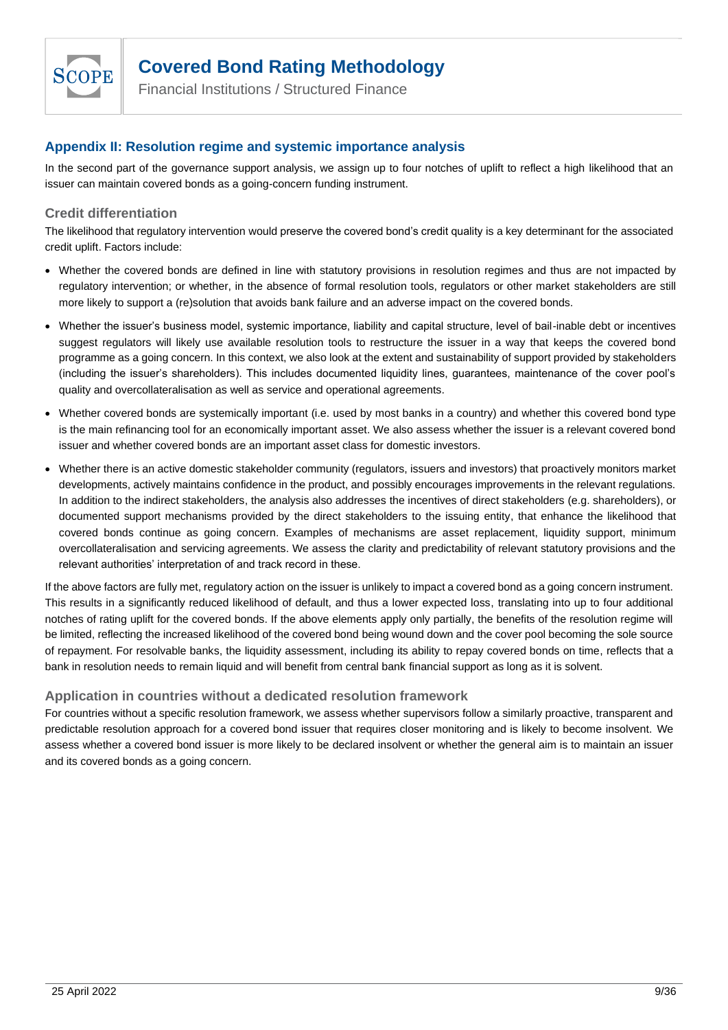## Appendix II: Resolution regime and systemic importance analysis

In the second part of the governance support analysis, we assign up to four notches of uplift to reflect a high likelihood that an issuer can maintain covered bonds as a going-concern funding instrument.

### Credit differentiation

The likelihood that regulatory intervention would preserve the covered bond's credit quality is a key determinant for the associated credit uplift. Factors include:

- Whether the covered bonds are defined in line with statutory provisions in resolution regimes and thus are not impacted by regulatory intervention; or whether, in the absence of formal resolution tools, regulators or other market stakeholders are still more likely to support a (re)solution that avoids bank failure and an adverse impact on the covered bonds.
- Whether the issuer's business model, systemic importance, liability and capital structure, level of bail-inable debt or incentives suggest regulators will likely use available resolution tools to restructure the issuer in a way that keeps the covered bond programme as a going concern. In this context, we also look at the extent and sustainability of support provided by stakeholders (including the issuer's shareholders). This includes documented liquidity lines, guarantees, maintenance of the cover pool's quality and overcollateralisation as well as service and operational agreements.
- Whether covered bonds are systemically important (i.e. used by most banks in a country) and whether this covered bond type is the main refinancing tool for an economically important asset. We also assess whether the issuer is a relevant covered bond issuer and whether covered bonds are an important asset class for domestic investors.
- Whether there is an active domestic stakeholder community (regulators, issuers and investors) that proactively monitors market developments, actively maintains confidence in the product, and possibly encourages improvements in the relevant regulations. In addition to the indirect stakeholders, the analysis also addresses the incentives of direct stakeholders (e.g. shareholders), or documented support mechanisms provided by the direct stakeholders to the issuing entity, that enhance the likelihood that covered bonds continue as going concern. Examples of mechanisms are asset replacement, liquidity support, minimum overcollateralisation and servicing agreements. We assess the clarity and predictability of relevant statutory provisions and the relevant authorities' interpretation of and track record in these.

If the above factors are fully met, regulatory action on the issuer is unlikely to impact a covered bond as a going concern instrument. This results in a significantly reduced likelihood of default, and thus a lower expected loss, translating into up to four additional notches of rating uplift for the covered bonds. If the above elements apply only partially, the benefits of the resolution regime will be limited, reflecting the increased likelihood of the covered bond being wound down and the cover pool becoming the sole source of repayment. For resolvable banks, the liquidity assessment, including its ability to repay covered bonds on time, reflects that a bank in resolution needs to remain liquid and will benefit from central bank financial support as long as it is solvent.

### Application in countries without a dedicated resolution framework

For countries without a specific resolution framework, we assess whether supervisors follow a similarly proactive, transparent and predictable resolution approach for a covered bond issuer that requires closer monitoring and is likely to become insolvent. We assess whether a covered bond issuer is more likely to be declared insolvent or whether the general aim is to maintain an issuer and its covered bonds as a going concern.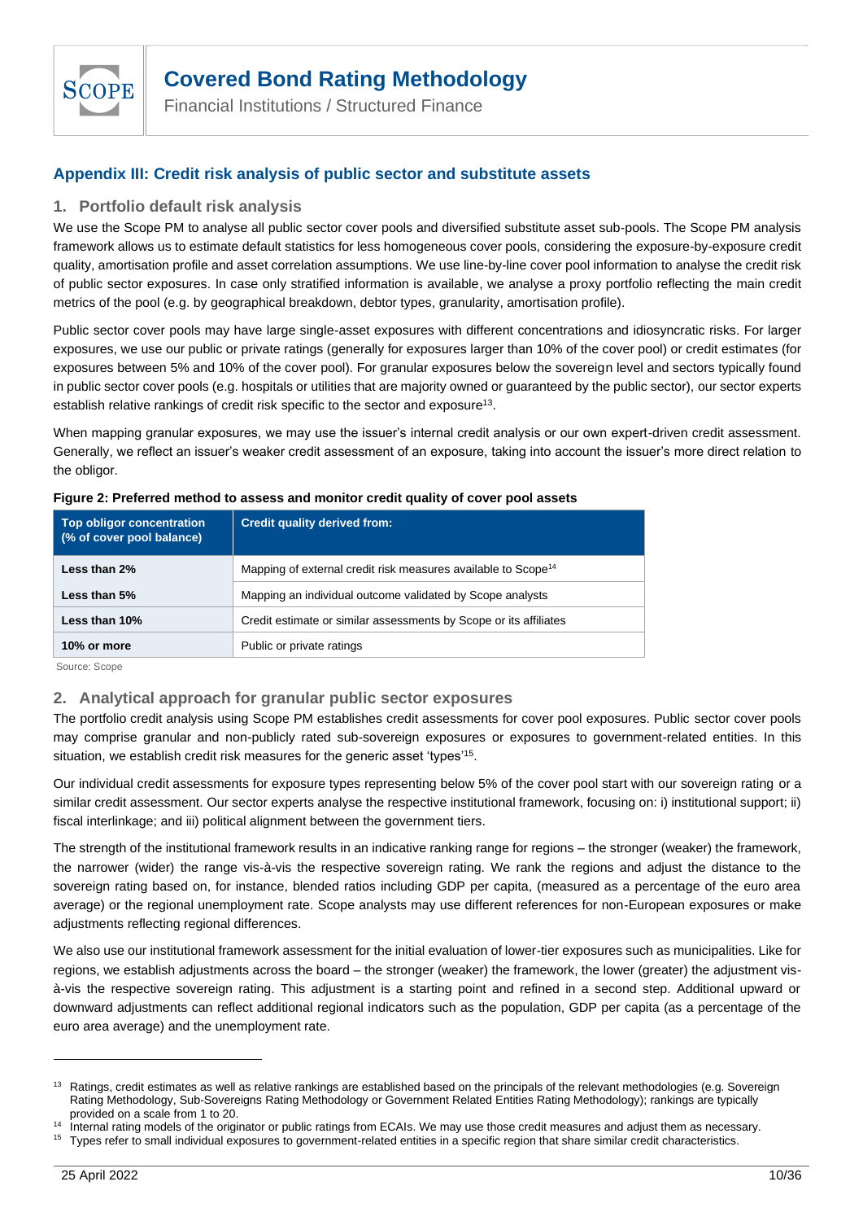## Appendix III: Credit risk analysis of public sector and substitute assets

### 1. Portfolio default risk analysis

We use the Scope PM to analyse all public sector cover pools and diversified substitute asset sub-pools. The Scope PM analysis framework allows us to estimate default statistics for less homogeneous cover pools, considering the exposure-by-exposure credit quality, amortisation profile and asset correlation assumptions. We use line-by-line cover pool information to analyse the credit risk of public sector exposures. In case only stratified information is available, we analyse a proxy portfolio reflecting the main credit metrics of the pool (e.g. by geographical breakdown, debtor types, granularity, amortisation profile).

Public sector cover pools may have large single-asset exposures with different concentrations and idiosyncratic risks. For larger exposures, we use our public or private ratings (generally for exposures larger than 10% of the cover pool) or credit estimates (for exposures between 5% and 10% of the cover pool). For granular exposures below the sovereign level and sectors typically found in public sector cover pools (e.g. hospitals or utilities that are majority owned or guaranteed by the public sector), our sector experts establish relative rankings of credit risk specific to the sector and exposure[13].

When mapping granular exposures, we may use the issuer's internal credit analysis or our own expert-driven credit assessment. Generally, we reflect an issuer's weaker credit assessment of an exposure, taking into account the issuer's more direct relation to the obligor.

**Figure 2: Preferred method to assess and monitor credit quality of cover pool assets**

| Top obligor concentration (% of cover pool balance) | Credit quality derived from: |
|---|---|
| **Less than 2%** | Mapping of external credit risk measures available to Scope[14] |
| **Less than 5%** | Mapping an individual outcome validated by Scope analysts |
| **Less than 10%** | Credit estimate or similar assessments by Scope or its affiliates |
| **10% or more** | Public or private ratings |

Source: Scope

### 2. Analytical approach for granular public sector exposures

The portfolio credit analysis using Scope PM establishes credit assessments for cover pool exposures. Public sector cover pools may comprise granular and non-publicly rated sub-sovereign exposures or exposures to government-related entities. In this situation, we establish credit risk measures for the generic asset 'types'[15].

Our individual credit assessments for exposure types representing below 5% of the cover pool start with our sovereign rating or a similar credit assessment. Our sector experts analyse the respective institutional framework, focusing on: i) institutional support; ii) fiscal interlinkage; and iii) political alignment between the government tiers.

The strength of the institutional framework results in an indicative ranking range for regions – the stronger (weaker) the framework, the narrower (wider) the range vis-à-vis the respective sovereign rating. We rank the regions and adjust the distance to the sovereign rating based on, for instance, blended ratios including GDP per capita, (measured as a percentage of the euro area average) or the regional unemployment rate. Scope analysts may use different references for non-European exposures or make adjustments reflecting regional differences.

We also use our institutional framework assessment for the initial evaluation of lower-tier exposures such as municipalities. Like for regions, we establish adjustments across the board – the stronger (weaker) the framework, the lower (greater) the adjustment vis-à-vis the respective sovereign rating. This adjustment is a starting point and refined in a second step. Additional upward or downward adjustments can reflect additional regional indicators such as the population, GDP per capita (as a percentage of the euro area average) and the unemployment rate.

---

[13] Ratings, credit estimates as well as relative rankings are established based on the principals of the relevant methodologies (e.g. Sovereign Rating Methodology, Sub-Sovereigns Rating Methodology or Government Related Entities Rating Methodology); rankings are typically provided on a scale from 1 to 20.

[14] Internal rating models of the originator or public ratings from ECAIs. We may use those credit measures and adjust them as necessary.

[15] Types refer to small individual exposures to government-related entities in a specific region that share similar credit characteristics.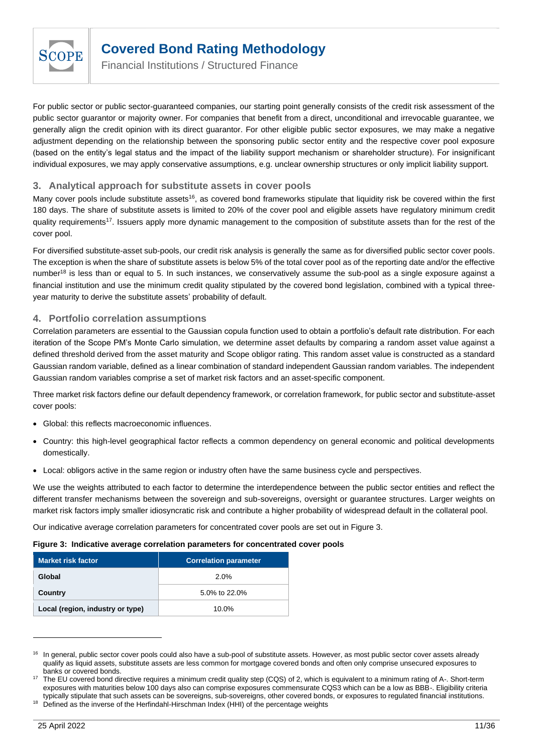For public sector or public sector-guaranteed companies, our starting point generally consists of the credit risk assessment of the public sector guarantor or majority owner. For companies that benefit from a direct, unconditional and irrevocable guarantee, we generally align the credit opinion with its direct guarantor. For other eligible public sector exposures, we may make a negative adjustment depending on the relationship between the sponsoring public sector entity and the respective cover pool exposure (based on the entity's legal status and the impact of the liability support mechanism or shareholder structure). For insignificant individual exposures, we may apply conservative assumptions, e.g. unclear ownership structures or only implicit liability support.

## 3. Analytical approach for substitute assets in cover pools

Many cover pools include substitute assets[16], as covered bond frameworks stipulate that liquidity risk be covered within the first 180 days. The share of substitute assets is limited to 20% of the cover pool and eligible assets have regulatory minimum credit quality requirements[17]. Issuers apply more dynamic management to the composition of substitute assets than for the rest of the cover pool.

For diversified substitute-asset sub-pools, our credit risk analysis is generally the same as for diversified public sector cover pools. The exception is when the share of substitute assets is below 5% of the total cover pool as of the reporting date and/or the effective number[18] is less than or equal to 5. In such instances, we conservatively assume the sub-pool as a single exposure against a financial institution and use the minimum credit quality stipulated by the covered bond legislation, combined with a typical three-year maturity to derive the substitute assets' probability of default.

## 4. Portfolio correlation assumptions

Correlation parameters are essential to the Gaussian copula function used to obtain a portfolio's default rate distribution. For each iteration of the Scope PM's Monte Carlo simulation, we determine asset defaults by comparing a random asset value against a defined threshold derived from the asset maturity and Scope obligor rating. This random asset value is constructed as a standard Gaussian random variable, defined as a linear combination of standard independent Gaussian random variables. The independent Gaussian random variables comprise a set of market risk factors and an asset-specific component.

Three market risk factors define our default dependency framework, or correlation framework, for public sector and substitute-asset cover pools:

- Global: this reflects macroeconomic influences.
- Country: this high-level geographical factor reflects a common dependency on general economic and political developments domestically.
- Local: obligors active in the same region or industry often have the same business cycle and perspectives.

We use the weights attributed to each factor to determine the interdependence between the public sector entities and reflect the different transfer mechanisms between the sovereign and sub-sovereigns, oversight or guarantee structures. Larger weights on market risk factors imply smaller idiosyncratic risk and contribute a higher probability of widespread default in the collateral pool.

Our indicative average correlation parameters for concentrated cover pools are set out in Figure 3.

**Figure 3: Indicative average correlation parameters for concentrated cover pools**

| Market risk factor | Correlation parameter |
|---|---|
| Global | 2.0% |
| Country | 5.0% to 22.0% |
| Local (region, industry or type) | 10.0% |

---

[16] In general, public sector cover pools could also have a sub-pool of substitute assets. However, as most public sector cover assets already qualify as liquid assets, substitute assets are less common for mortgage covered bonds and often only comprise unsecured exposures to banks or covered bonds.

[17] The EU covered bond directive requires a minimum credit quality step (CQS) of 2, which is equivalent to a minimum rating of A-. Short-term exposures with maturities below 100 days also can comprise exposures commensurate CQS3 which can be a low as BBB-. Eligibility criteria typically stipulate that such assets can be sovereigns, sub-sovereigns, other covered bonds, or exposures to regulated financial institutions.

[18] Defined as the inverse of the Herfindahl-Hirschman Index (HHI) of the percentage weights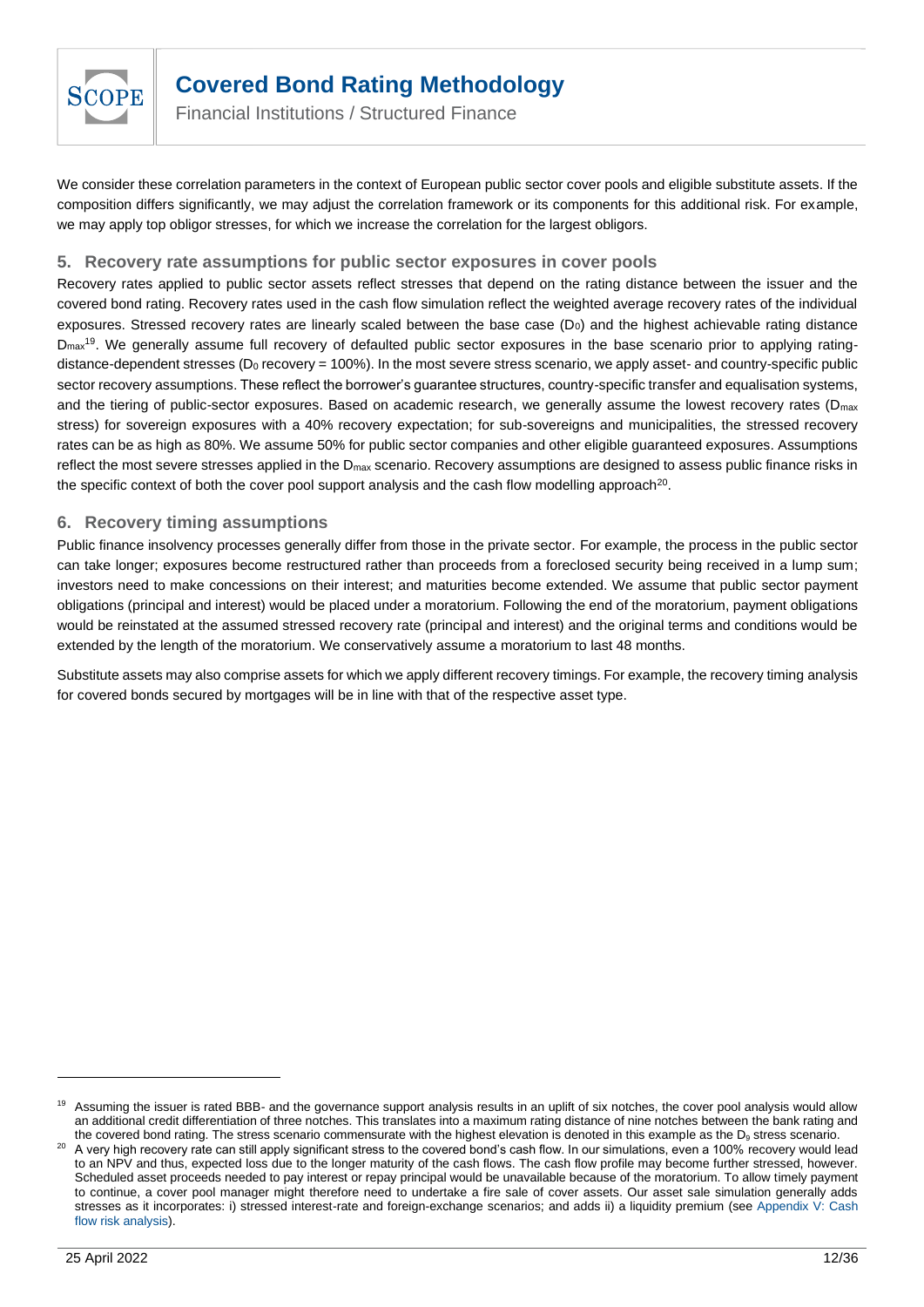We consider these correlation parameters in the context of European public sector cover pools and eligible substitute assets. If the composition differs significantly, we may adjust the correlation framework or its components for this additional risk. For example, we may apply top obligor stresses, for which we increase the correlation for the largest obligors.

## 5. Recovery rate assumptions for public sector exposures in cover pools

Recovery rates applied to public sector assets reflect stresses that depend on the rating distance between the issuer and the covered bond rating. Recovery rates used in the cash flow simulation reflect the weighted average recovery rates of the individual exposures. Stressed recovery rates are linearly scaled between the base case ($D_0$) and the highest achievable rating distance $D_{max}$[19]. We generally assume full recovery of defaulted public sector exposures in the base scenario prior to applying rating-distance-dependent stresses ($D_0$ recovery = 100%). In the most severe stress scenario, we apply asset- and country-specific public sector recovery assumptions. These reflect the borrower's guarantee structures, country-specific transfer and equalisation systems, and the tiering of public-sector exposures. Based on academic research, we generally assume the lowest recovery rates ($D_{max}$ stress) for sovereign exposures with a 40% recovery expectation; for sub-sovereigns and municipalities, the stressed recovery rates can be as high as 80%. We assume 50% for public sector companies and other eligible guaranteed exposures. Assumptions reflect the most severe stresses applied in the $D_{max}$ scenario. Recovery assumptions are designed to assess public finance risks in the specific context of both the cover pool support analysis and the cash flow modelling approach[20].

## 6. Recovery timing assumptions

Public finance insolvency processes generally differ from those in the private sector. For example, the process in the public sector can take longer; exposures become restructured rather than proceeds from a foreclosed security being received in a lump sum; investors need to make concessions on their interest; and maturities become extended. We assume that public sector payment obligations (principal and interest) would be placed under a moratorium. Following the end of the moratorium, payment obligations would be reinstated at the assumed stressed recovery rate (principal and interest) and the original terms and conditions would be extended by the length of the moratorium. We conservatively assume a moratorium to last 48 months.

Substitute assets may also comprise assets for which we apply different recovery timings. For example, the recovery timing analysis for covered bonds secured by mortgages will be in line with that of the respective asset type.

---

[19] Assuming the issuer is rated BBB- and the governance support analysis results in an uplift of six notches, the cover pool analysis would allow an additional credit differentiation of three notches. This translates into a maximum rating distance of nine notches between the bank rating and the covered bond rating. The stress scenario commensurate with the highest elevation is denoted in this example as the $D_9$ stress scenario.

[20] A very high recovery rate can still apply significant stress to the covered bond's cash flow. In our simulations, even a 100% recovery would lead to an NPV and thus, expected loss due to the longer maturity of the cash flows. The cash flow profile may become further stressed, however. Scheduled asset proceeds needed to pay interest or repay principal would be unavailable because of the moratorium. To allow timely payment to continue, a cover pool manager might therefore need to undertake a fire sale of cover assets. Our asset sale simulation generally adds stresses as it incorporates: i) stressed interest-rate and foreign-exchange scenarios; and adds ii) a liquidity premium (see Appendix V: Cash flow risk analysis).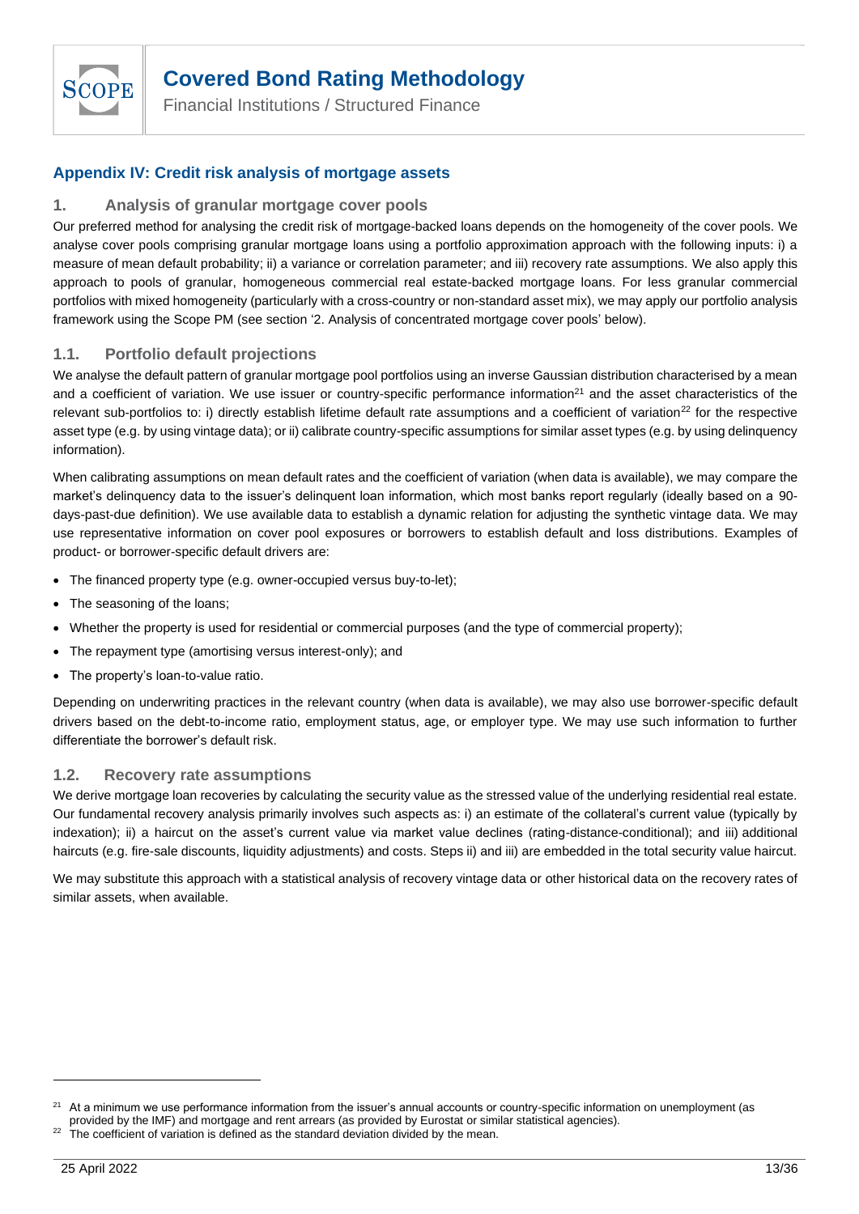## Appendix IV: Credit risk analysis of mortgage assets

### 1. Analysis of granular mortgage cover pools

Our preferred method for analysing the credit risk of mortgage-backed loans depends on the homogeneity of the cover pools. We analyse cover pools comprising granular mortgage loans using a portfolio approximation approach with the following inputs: i) a measure of mean default probability; ii) a variance or correlation parameter; and iii) recovery rate assumptions. We also apply this approach to pools of granular, homogeneous commercial real estate-backed mortgage loans. For less granular commercial portfolios with mixed homogeneity (particularly with a cross-country or non-standard asset mix), we may apply our portfolio analysis framework using the Scope PM (see section '2. Analysis of concentrated mortgage cover pools' below).

### 1.1. Portfolio default projections

We analyse the default pattern of granular mortgage pool portfolios using an inverse Gaussian distribution characterised by a mean and a coefficient of variation. We use issuer or country-specific performance information[21] and the asset characteristics of the relevant sub-portfolios to: i) directly establish lifetime default rate assumptions and a coefficient of variation[22] for the respective asset type (e.g. by using vintage data); or ii) calibrate country-specific assumptions for similar asset types (e.g. by using delinquency information).

When calibrating assumptions on mean default rates and the coefficient of variation (when data is available), we may compare the market's delinquency data to the issuer's delinquent loan information, which most banks report regularly (ideally based on a 90-days-past-due definition). We use available data to establish a dynamic relation for adjusting the synthetic vintage data. We may use representative information on cover pool exposures or borrowers to establish default and loss distributions. Examples of product- or borrower-specific default drivers are:

- The financed property type (e.g. owner-occupied versus buy-to-let);
- The seasoning of the loans;
- Whether the property is used for residential or commercial purposes (and the type of commercial property);
- The repayment type (amortising versus interest-only); and
- The property's loan-to-value ratio.

Depending on underwriting practices in the relevant country (when data is available), we may also use borrower-specific default drivers based on the debt-to-income ratio, employment status, age, or employer type. We may use such information to further differentiate the borrower's default risk.

### 1.2. Recovery rate assumptions

We derive mortgage loan recoveries by calculating the security value as the stressed value of the underlying residential real estate. Our fundamental recovery analysis primarily involves such aspects as: i) an estimate of the collateral's current value (typically by indexation); ii) a haircut on the asset's current value via market value declines (rating-distance-conditional); and iii) additional haircuts (e.g. fire-sale discounts, liquidity adjustments) and costs. Steps ii) and iii) are embedded in the total security value haircut.

We may substitute this approach with a statistical analysis of recovery vintage data or other historical data on the recovery rates of similar assets, when available.

---

[21] At a minimum we use performance information from the issuer's annual accounts or country-specific information on unemployment (as provided by the IMF) and mortgage and rent arrears (as provided by Eurostat or similar statistical agencies).

[22] The coefficient of variation is defined as the standard deviation divided by the mean.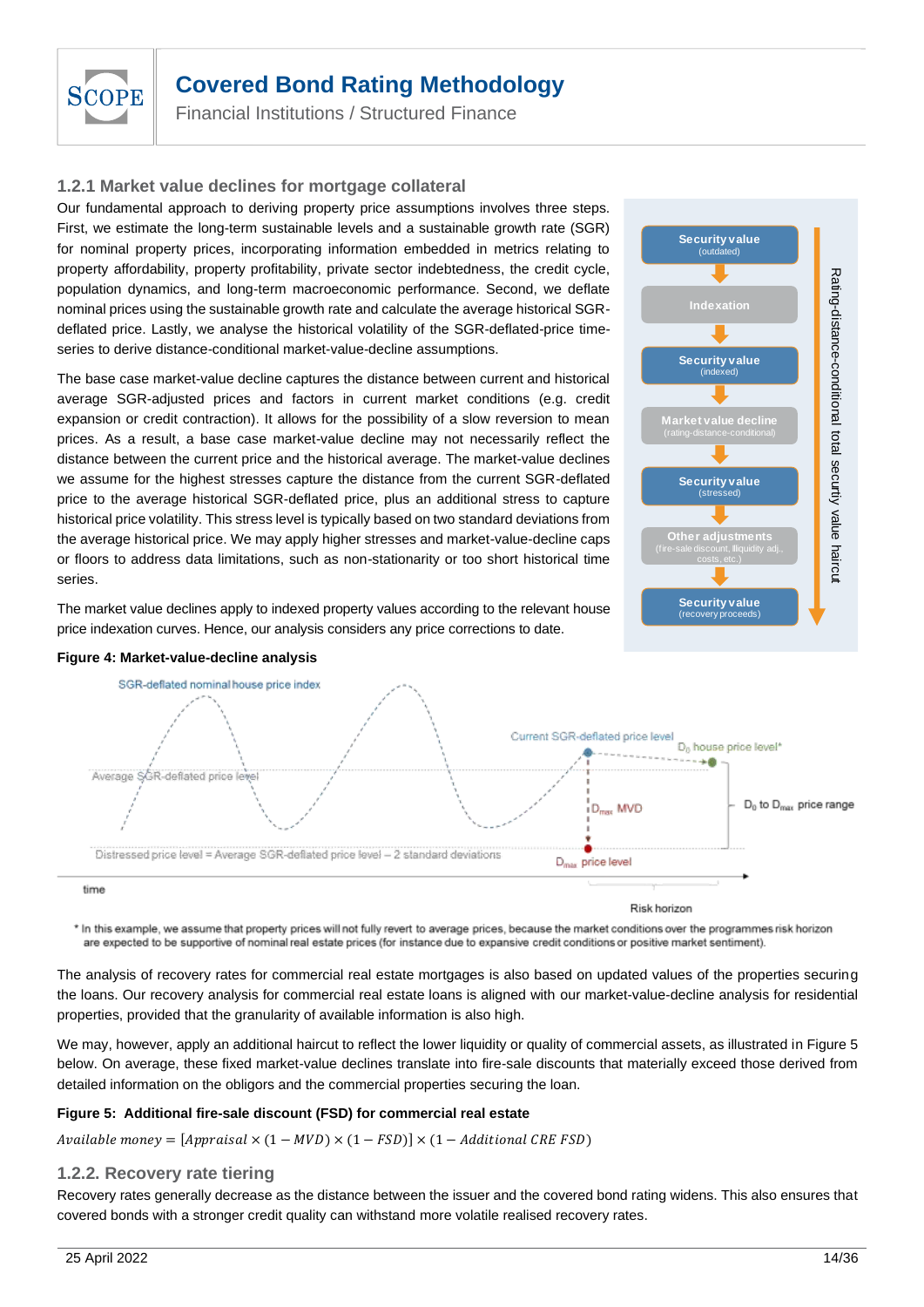### 1.2.1 Market value declines for mortgage collateral

Our fundamental approach to deriving property price assumptions involves three steps. First, we estimate the long-term sustainable levels and a sustainable growth rate (SGR) for nominal property prices, incorporating information embedded in metrics relating to property affordability, property profitability, private sector indebtedness, the credit cycle, population dynamics, and long-term macroeconomic performance. Second, we deflate nominal prices using the sustainable growth rate and calculate the average historical SGR-deflated price. Lastly, we analyse the historical volatility of the SGR-deflated-price time-series to derive distance-conditional market-value-decline assumptions.

The base case market-value decline captures the distance between current and historical average SGR-adjusted prices and factors in current market conditions (e.g. credit expansion or credit contraction). It allows for the possibility of a slow reversion to mean prices. As a result, a base case market-value decline may not necessarily reflect the distance between the current price and the historical average. The market-value declines we assume for the highest stresses capture the distance from the current SGR-deflated price to the average historical SGR-deflated price, plus an additional stress to capture historical price volatility. This stress level is typically based on two standard deviations from the average historical price. We may apply higher stresses and market-value-decline caps or floors to address data limitations, such as non-stationarity or too short historical time series.

The market value declines apply to indexed property values according to the relevant house price indexation curves. Hence, our analysis considers any price corrections to date.

Security value (outdated) → Indexation → Security value (indexed) → Market value decline (rating-distance-conditional) → Security value (stressed) → Other adjustments (fire-sale discount, illiquidity adj., costs, etc.) → Security value (recovery proceeds)

Rating-distance-conditional total security value haircut

**Figure 4: Market-value-decline analysis**

SGR-deflated nominal house price index

Average SGR-deflated price level

Current SGR-deflated price level

$D_0$ house price level*

$D_{max}$ MVD

$D_0$ to $D_{max}$ price range

Distressed price level = Average SGR-deflated price level – 2 standard deviations

$D_{max}$ price level

time

Risk horizon

\* In this example, we assume that property prices will not fully revert to average prices, because the market conditions over the programmes risk horizon are expected to be supportive of nominal real estate prices (for instance due to expansive credit conditions or positive market sentiment).

The analysis of recovery rates for commercial real estate mortgages is also based on updated values of the properties securing the loans. Our recovery analysis for commercial real estate loans is aligned with our market-value-decline analysis for residential properties, provided that the granularity of available information is also high.

We may, however, apply an additional haircut to reflect the lower liquidity or quality of commercial assets, as illustrated in Figure 5 below. On average, these fixed market-value declines translate into fire-sale discounts that materially exceed those derived from detailed information on the obligors and the commercial properties securing the loan.

**Figure 5: Additional fire-sale discount (FSD) for commercial real estate**

$$Available\ money = [Appraisal \times (1 - MVD) \times (1 - FSD)] \times (1 - Additional\ CRE\ FSD)$$

### 1.2.2. Recovery rate tiering

Recovery rates generally decrease as the distance between the issuer and the covered bond rating widens. This also ensures that covered bonds with a stronger credit quality can withstand more volatile realised recovery rates.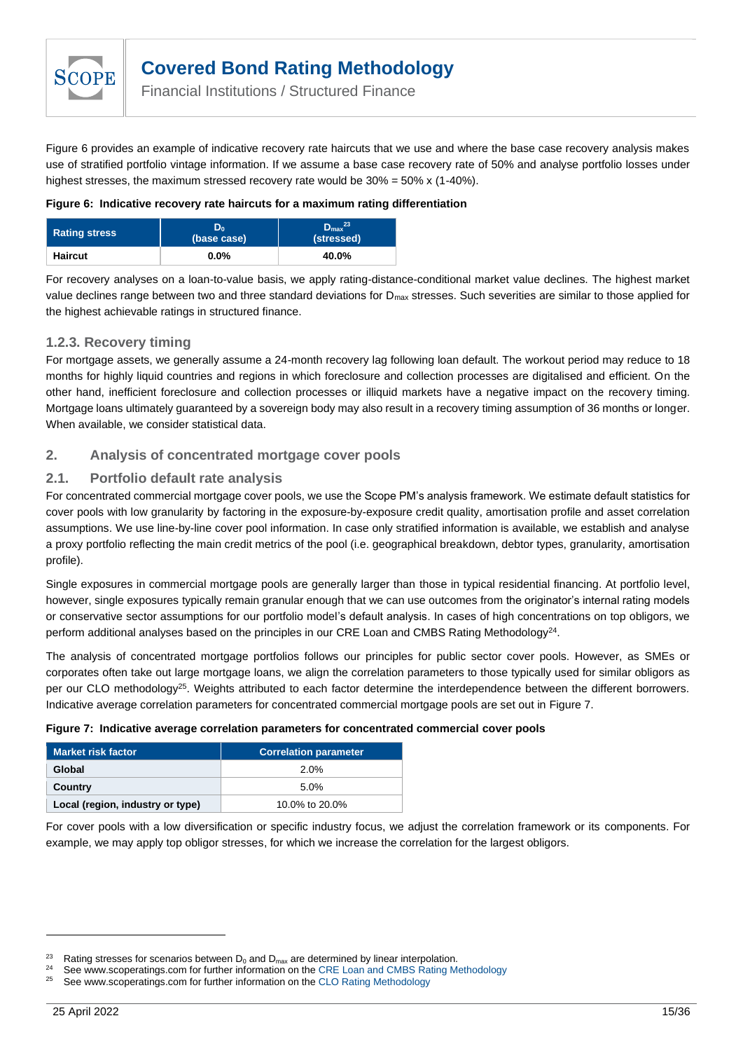Figure 6 provides an example of indicative recovery rate haircuts that we use and where the base case recovery analysis makes use of stratified portfolio vintage information. If we assume a base case recovery rate of 50% and analyse portfolio losses under highest stresses, the maximum stressed recovery rate would be 30% = 50% x (1-40%).

**Figure 6: Indicative recovery rate haircuts for a maximum rating differentiation**

| Rating stress | $D_0$ (base case) | $D_{max}$[23] (stressed) |
|---|---|---|
| **Haircut** | **0.0%** | **40.0%** |

For recovery analyses on a loan-to-value basis, we apply rating-distance-conditional market value declines. The highest market value declines range between two and three standard deviations for $D_{max}$ stresses. Such severities are similar to those applied for the highest achievable ratings in structured finance.

### 1.2.3. Recovery timing

For mortgage assets, we generally assume a 24-month recovery lag following loan default. The workout period may reduce to 18 months for highly liquid countries and regions in which foreclosure and collection processes are digitalised and efficient. On the other hand, inefficient foreclosure and collection processes or illiquid markets have a negative impact on the recovery timing. Mortgage loans ultimately guaranteed by a sovereign body may also result in a recovery timing assumption of 36 months or longer. When available, we consider statistical data.

## 2. Analysis of concentrated mortgage cover pools

### 2.1. Portfolio default rate analysis

For concentrated commercial mortgage cover pools, we use the Scope PM's analysis framework. We estimate default statistics for cover pools with low granularity by factoring in the exposure-by-exposure credit quality, amortisation profile and asset correlation assumptions. We use line-by-line cover pool information. In case only stratified information is available, we establish and analyse a proxy portfolio reflecting the main credit metrics of the pool (i.e. geographical breakdown, debtor types, granularity, amortisation profile).

Single exposures in commercial mortgage pools are generally larger than those in typical residential financing. At portfolio level, however, single exposures typically remain granular enough that we can use outcomes from the originator's internal rating models or conservative sector assumptions for our portfolio model's default analysis. In cases of high concentrations on top obligors, we perform additional analyses based on the principles in our CRE Loan and CMBS Rating Methodology[24].

The analysis of concentrated mortgage portfolios follows our principles for public sector cover pools. However, as SMEs or corporates often take out large mortgage loans, we align the correlation parameters to those typically used for similar obligors as per our CLO methodology[25]. Weights attributed to each factor determine the interdependence between the different borrowers. Indicative average correlation parameters for concentrated commercial mortgage pools are set out in Figure 7.

**Figure 7: Indicative average correlation parameters for concentrated commercial cover pools**

| Market risk factor | Correlation parameter |
|---|---|
| **Global** | 2.0% |
| **Country** | 5.0% |
| **Local (region, industry or type)** | 10.0% to 20.0% |

For cover pools with a low diversification or specific industry focus, we adjust the correlation framework or its components. For example, we may apply top obligor stresses, for which we increase the correlation for the largest obligors.

---

[23] Rating stresses for scenarios between $D_0$ and $D_{max}$ are determined by linear interpolation.

[24] See www.scoperatings.com for further information on the CRE Loan and CMBS Rating Methodology

[25] See www.scoperatings.com for further information on the CLO Rating Methodology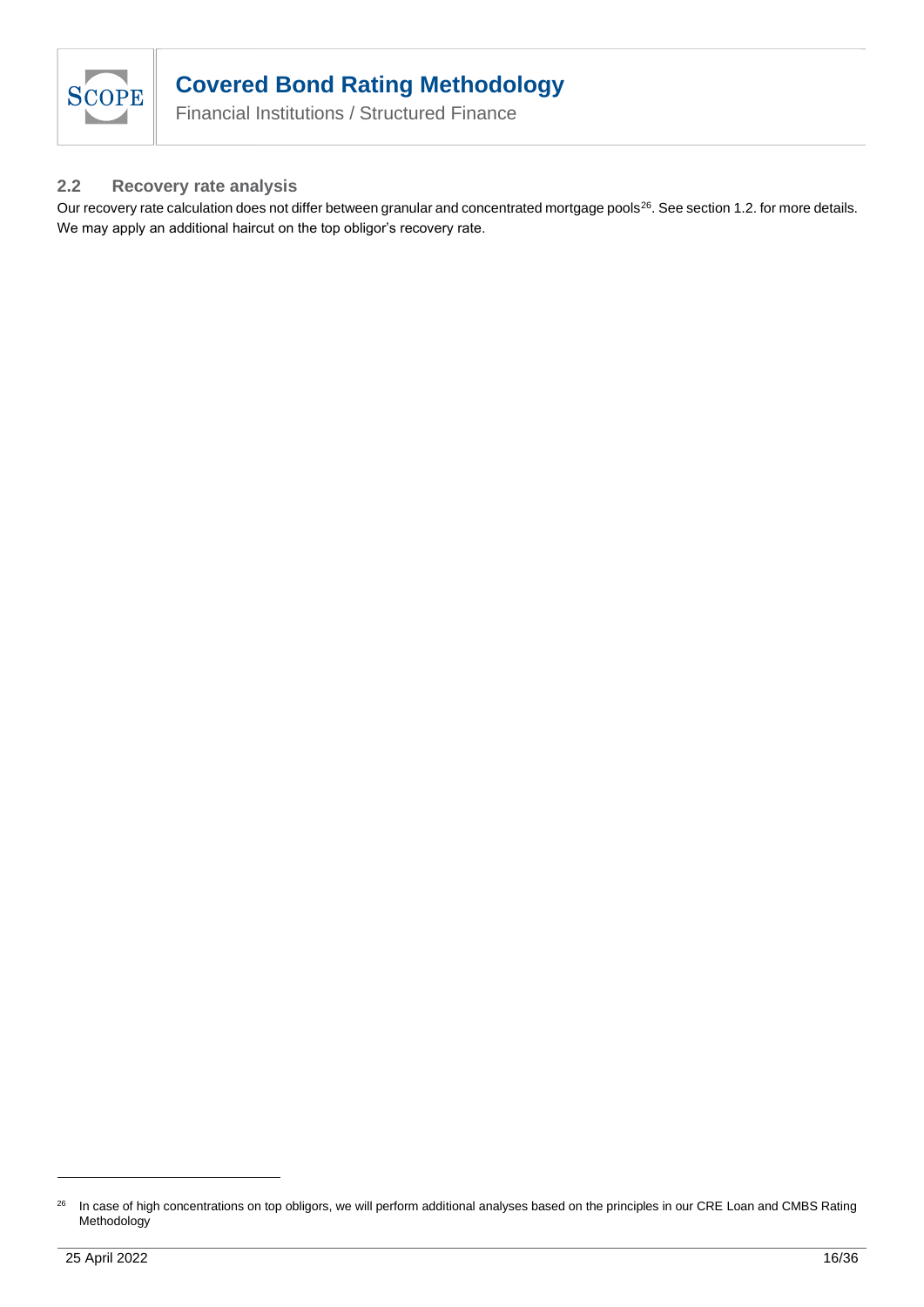## 2.2 Recovery rate analysis

Our recovery rate calculation does not differ between granular and concentrated mortgage pools[26]. See section 1.2. for more details. We may apply an additional haircut on the top obligor's recovery rate.

[26] In case of high concentrations on top obligors, we will perform additional analyses based on the principles in our CRE Loan and CMBS Rating Methodology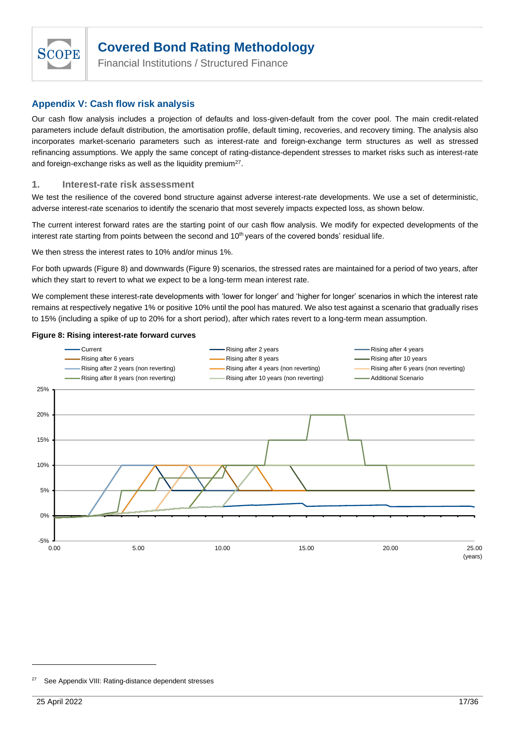## Appendix V: Cash flow risk analysis

Our cash flow analysis includes a projection of defaults and loss-given-default from the cover pool. The main credit-related parameters include default distribution, the amortisation profile, default timing, recoveries, and recovery timing. The analysis also incorporates market-scenario parameters such as interest-rate and foreign-exchange term structures as well as stressed refinancing assumptions. We apply the same concept of rating-distance-dependent stresses to market risks such as interest-rate and foreign-exchange risks as well as the liquidity premium[27].

### 1. Interest-rate risk assessment

We test the resilience of the covered bond structure against adverse interest-rate developments. We use a set of deterministic, adverse interest-rate scenarios to identify the scenario that most severely impacts expected loss, as shown below.

The current interest forward rates are the starting point of our cash flow analysis. We modify for expected developments of the interest rate starting from points between the second and 10th years of the covered bonds' residual life.

We then stress the interest rates to 10% and/or minus 1%.

For both upwards (Figure 8) and downwards (Figure 9) scenarios, the stressed rates are maintained for a period of two years, after which they start to revert to what we expect to be a long-term mean interest rate.

We complement these interest-rate developments with 'lower for longer' and 'higher for longer' scenarios in which the interest rate remains at respectively negative 1% or positive 10% until the pool has matured. We also test against a scenario that gradually rises to 15% (including a spike of up to 20% for a short period), after which rates revert to a long-term mean assumption.

**Figure 8: Rising interest-rate forward curves**

[27] See Appendix VIII: Rating-distance dependent stresses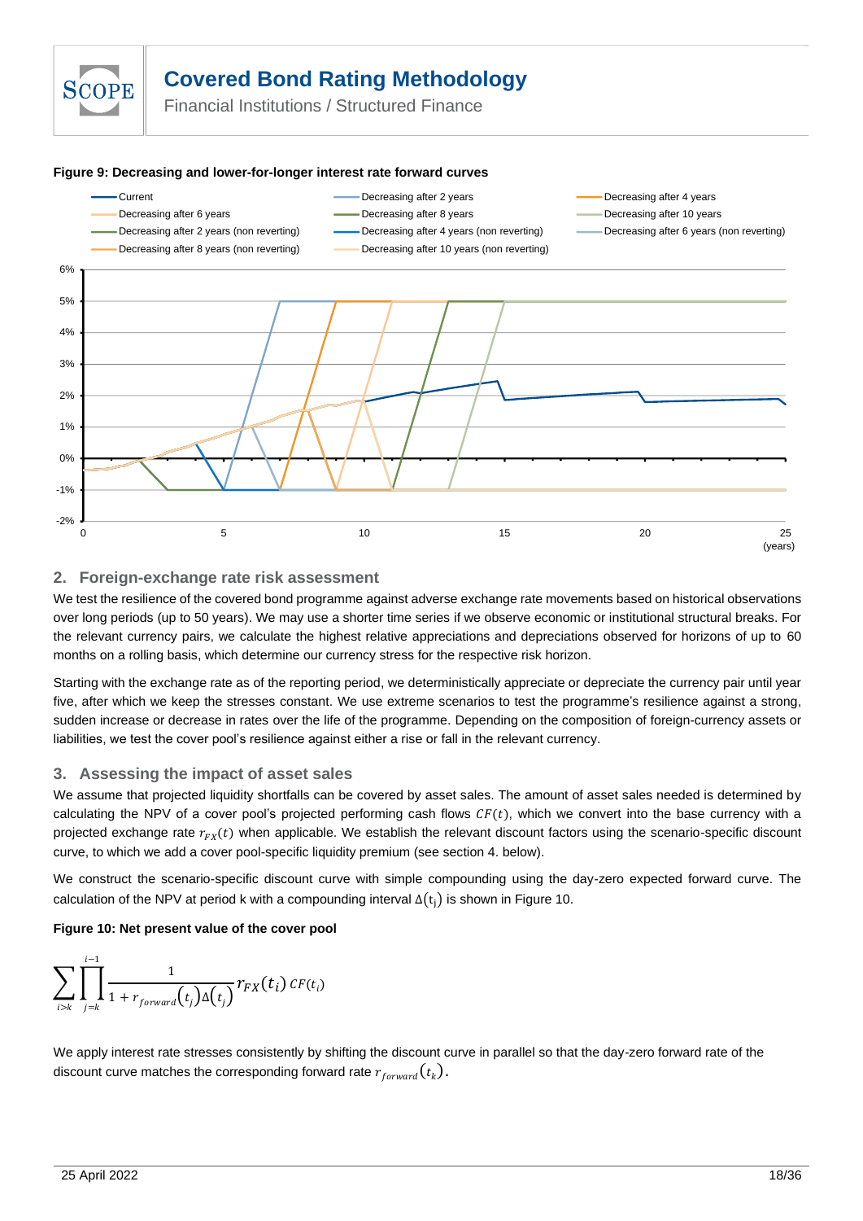**Figure 9: Decreasing and lower-for-longer interest rate forward curves**

## 2. Foreign-exchange rate risk assessment

We test the resilience of the covered bond programme against adverse exchange rate movements based on historical observations over long periods (up to 50 years). We may use a shorter time series if we observe economic or institutional structural breaks. For the relevant currency pairs, we calculate the highest relative appreciations and depreciations observed for horizons of up to 60 months on a rolling basis, which determine our currency stress for the respective risk horizon.

Starting with the exchange rate as of the reporting period, we deterministically appreciate or depreciate the currency pair until year five, after which we keep the stresses constant. We use extreme scenarios to test the programme's resilience against a strong, sudden increase or decrease in rates over the life of the programme. Depending on the composition of foreign-currency assets or liabilities, we test the cover pool's resilience against either a rise or fall in the relevant currency.

## 3. Assessing the impact of asset sales

We assume that projected liquidity shortfalls can be covered by asset sales. The amount of asset sales needed is determined by calculating the NPV of a cover pool's projected performing cash flows $CF(t)$, which we convert into the base currency with a projected exchange rate $r_{FX}(t)$ when applicable. We establish the relevant discount factors using the scenario-specific discount curve, to which we add a cover pool-specific liquidity premium (see section 4. below).

We construct the scenario-specific discount curve with simple compounding using the day-zero expected forward curve. The calculation of the NPV at period k with a compounding interval $\Delta(t_j)$ is shown in Figure 10.

**Figure 10: Net present value of the cover pool**

$$\sum_{i>k} \prod_{j=k}^{i-1} \frac{1}{1 + r_{forward}(t_j)\Delta(t_j)} r_{FX}(t_i)\, CF(t_i)$$

We apply interest rate stresses consistently by shifting the discount curve in parallel so that the day-zero forward rate of the discount curve matches the corresponding forward rate $r_{forward}(t_k)$.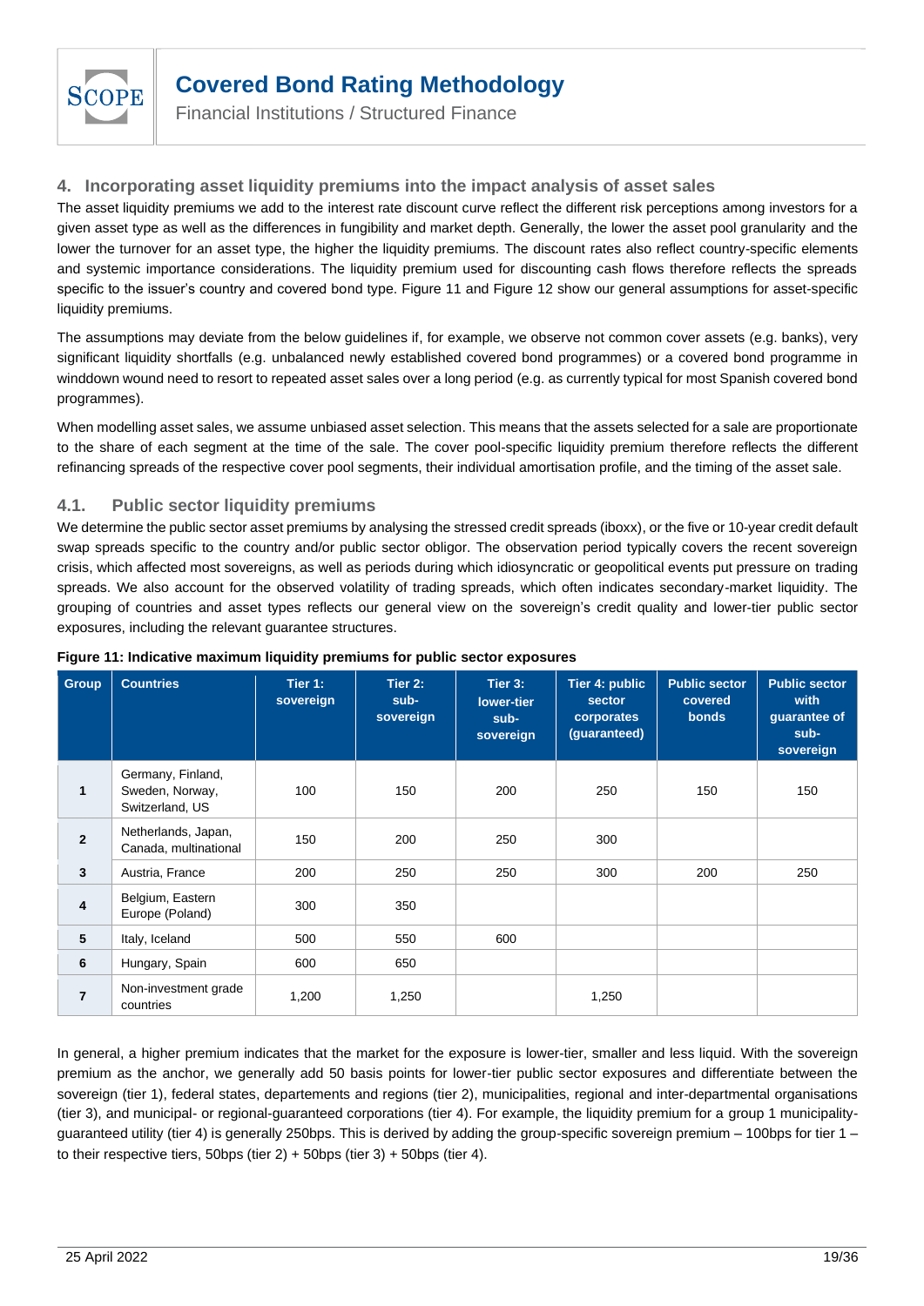## 4. Incorporating asset liquidity premiums into the impact analysis of asset sales

The asset liquidity premiums we add to the interest rate discount curve reflect the different risk perceptions among investors for a given asset type as well as the differences in fungibility and market depth. Generally, the lower the asset pool granularity and the lower the turnover for an asset type, the higher the liquidity premiums. The discount rates also reflect country-specific elements and systemic importance considerations. The liquidity premium used for discounting cash flows therefore reflects the spreads specific to the issuer's country and covered bond type. Figure 11 and Figure 12 show our general assumptions for asset-specific liquidity premiums.

The assumptions may deviate from the below guidelines if, for example, we observe not common cover assets (e.g. banks), very significant liquidity shortfalls (e.g. unbalanced newly established covered bond programmes) or a covered bond programme in winddown wound need to resort to repeated asset sales over a long period (e.g. as currently typical for most Spanish covered bond programmes).

When modelling asset sales, we assume unbiased asset selection. This means that the assets selected for a sale are proportionate to the share of each segment at the time of the sale. The cover pool-specific liquidity premium therefore reflects the different refinancing spreads of the respective cover pool segments, their individual amortisation profile, and the timing of the asset sale.

### 4.1. Public sector liquidity premiums

We determine the public sector asset premiums by analysing the stressed credit spreads (iboxx), or the five or 10-year credit default swap spreads specific to the country and/or public sector obligor. The observation period typically covers the recent sovereign crisis, which affected most sovereigns, as well as periods during which idiosyncratic or geopolitical events put pressure on trading spreads. We also account for the observed volatility of trading spreads, which often indicates secondary-market liquidity. The grouping of countries and asset types reflects our general view on the sovereign's credit quality and lower-tier public sector exposures, including the relevant guarantee structures.

**Figure 11: Indicative maximum liquidity premiums for public sector exposures**

| Group | Countries | Tier 1: sovereign | Tier 2: sub-sovereign | Tier 3: lower-tier sub-sovereign | Tier 4: public sector corporates (guaranteed) | Public sector covered bonds | Public sector with guarantee of sub-sovereign |
|---|---|---|---|---|---|---|---|
| 1 | Germany, Finland, Sweden, Norway, Switzerland, US | 100 | 150 | 200 | 250 | 150 | 150 |
| 2 | Netherlands, Japan, Canada, multinational | 150 | 200 | 250 | 300 | | |
| 3 | Austria, France | 200 | 250 | 250 | 300 | 200 | 250 |
| 4 | Belgium, Eastern Europe (Poland) | 300 | 350 | | | | |
| 5 | Italy, Iceland | 500 | 550 | 600 | | | |
| 6 | Hungary, Spain | 600 | 650 | | | | |
| 7 | Non-investment grade countries | 1,200 | 1,250 | | 1,250 | | |

In general, a higher premium indicates that the market for the exposure is lower-tier, smaller and less liquid. With the sovereign premium as the anchor, we generally add 50 basis points for lower-tier public sector exposures and differentiate between the sovereign (tier 1), federal states, departements and regions (tier 2), municipalities, regional and inter-departmental organisations (tier 3), and municipal- or regional-guaranteed corporations (tier 4). For example, the liquidity premium for a group 1 municipality-guaranteed utility (tier 4) is generally 250bps. This is derived by adding the group-specific sovereign premium – 100bps for tier 1 – to their respective tiers, 50bps (tier 2) + 50bps (tier 3) + 50bps (tier 4).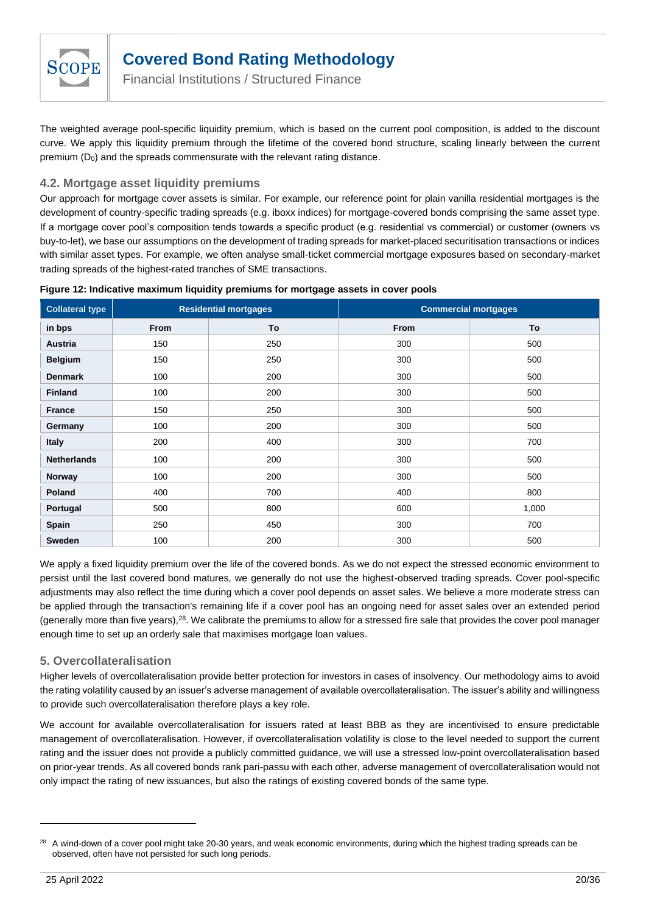The weighted average pool-specific liquidity premium, which is based on the current pool composition, is added to the discount curve. We apply this liquidity premium through the lifetime of the covered bond structure, scaling linearly between the current premium ($D_0$) and the spreads commensurate with the relevant rating distance.

### 4.2. Mortgage asset liquidity premiums

Our approach for mortgage cover assets is similar. For example, our reference point for plain vanilla residential mortgages is the development of country-specific trading spreads (e.g. iboxx indices) for mortgage-covered bonds comprising the same asset type. If a mortgage cover pool's composition tends towards a specific product (e.g. residential vs commercial) or customer (owners vs buy-to-let), we base our assumptions on the development of trading spreads for market-placed securitisation transactions or indices with similar asset types. For example, we often analyse small-ticket commercial mortgage exposures based on secondary-market trading spreads of the highest-rated tranches of SME transactions.

**Figure 12: Indicative maximum liquidity premiums for mortgage assets in cover pools**

| Collateral type | Residential mortgages | | Commercial mortgages | |
|---|---|---|---|---|
| **in bps** | **From** | **To** | **From** | **To** |
| **Austria** | 150 | 250 | 300 | 500 |
| **Belgium** | 150 | 250 | 300 | 500 |
| **Denmark** | 100 | 200 | 300 | 500 |
| **Finland** | 100 | 200 | 300 | 500 |
| **France** | 150 | 250 | 300 | 500 |
| **Germany** | 100 | 200 | 300 | 500 |
| **Italy** | 200 | 400 | 300 | 700 |
| **Netherlands** | 100 | 200 | 300 | 500 |
| **Norway** | 100 | 200 | 300 | 500 |
| **Poland** | 400 | 700 | 400 | 800 |
| **Portugal** | 500 | 800 | 600 | 1,000 |
| **Spain** | 250 | 450 | 300 | 700 |
| **Sweden** | 100 | 200 | 300 | 500 |

We apply a fixed liquidity premium over the life of the covered bonds. As we do not expect the stressed economic environment to persist until the last covered bond matures, we generally do not use the highest-observed trading spreads. Cover pool-specific adjustments may also reflect the time during which a cover pool depends on asset sales. We believe a more moderate stress can be applied through the transaction's remaining life if a cover pool has an ongoing need for asset sales over an extended period (generally more than five years),[28]. We calibrate the premiums to allow for a stressed fire sale that provides the cover pool manager enough time to set up an orderly sale that maximises mortgage loan values.

## 5. Overcollateralisation

Higher levels of overcollateralisation provide better protection for investors in cases of insolvency. Our methodology aims to avoid the rating volatility caused by an issuer's adverse management of available overcollateralisation. The issuer's ability and willingness to provide such overcollateralisation therefore plays a key role.

We account for available overcollateralisation for issuers rated at least BBB as they are incentivised to ensure predictable management of overcollateralisation. However, if overcollateralisation volatility is close to the level needed to support the current rating and the issuer does not provide a publicly committed guidance, we will use a stressed low-point overcollateralisation based on prior-year trends. As all covered bonds rank pari-passu with each other, adverse management of overcollateralisation would not only impact the rating of new issuances, but also the ratings of existing covered bonds of the same type.

[28] A wind-down of a cover pool might take 20-30 years, and weak economic environments, during which the highest trading spreads can be observed, often have not persisted for such long periods.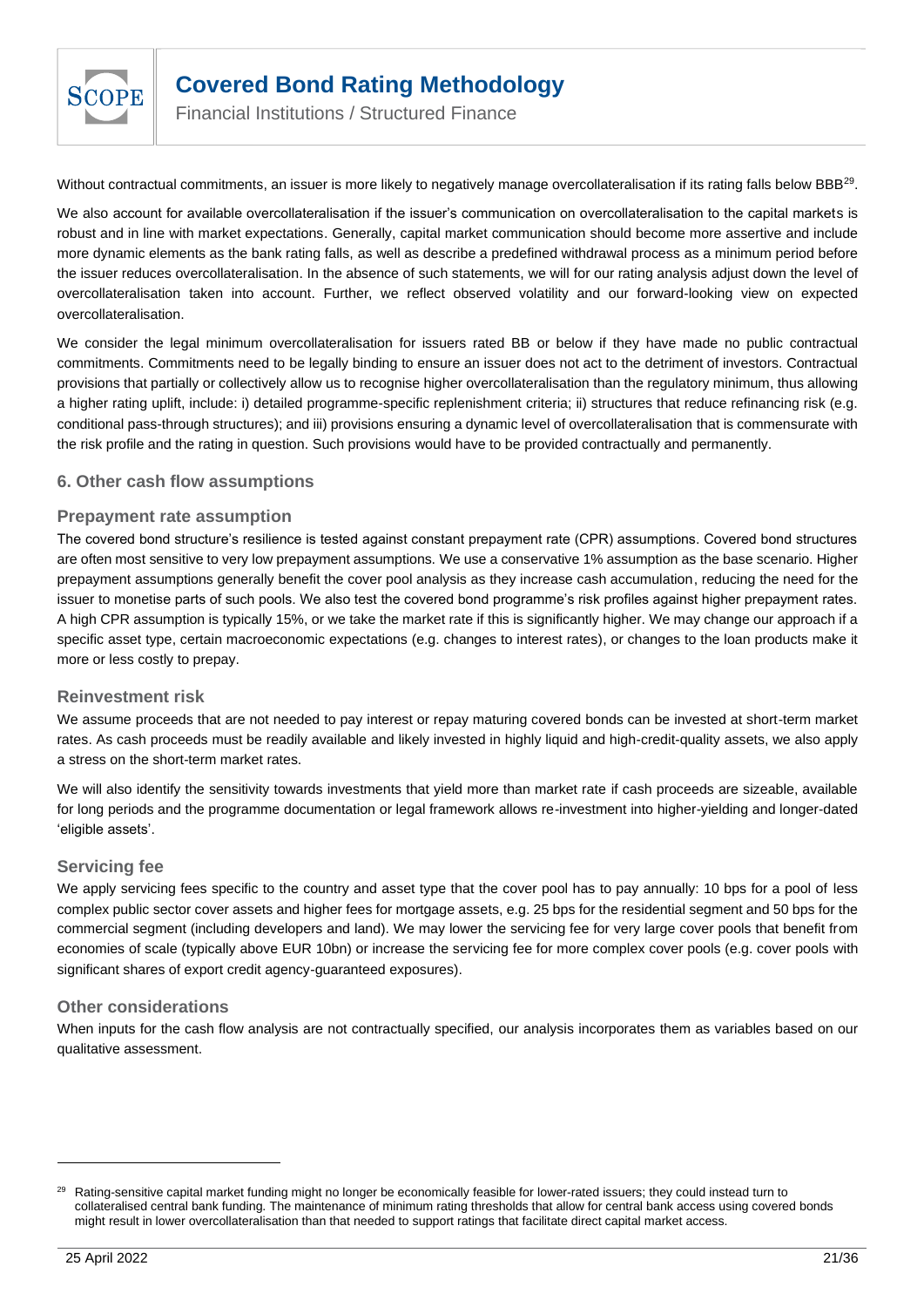Without contractual commitments, an issuer is more likely to negatively manage overcollateralisation if its rating falls below BBB[29].

We also account for available overcollateralisation if the issuer's communication on overcollateralisation to the capital markets is robust and in line with market expectations. Generally, capital market communication should become more assertive and include more dynamic elements as the bank rating falls, as well as describe a predefined withdrawal process as a minimum period before the issuer reduces overcollateralisation. In the absence of such statements, we will for our rating analysis adjust down the level of overcollateralisation taken into account. Further, we reflect observed volatility and our forward-looking view on expected overcollateralisation.

We consider the legal minimum overcollateralisation for issuers rated BB or below if they have made no public contractual commitments. Commitments need to be legally binding to ensure an issuer does not act to the detriment of investors. Contractual provisions that partially or collectively allow us to recognise higher overcollateralisation than the regulatory minimum, thus allowing a higher rating uplift, include: i) detailed programme-specific replenishment criteria; ii) structures that reduce refinancing risk (e.g. conditional pass-through structures); and iii) provisions ensuring a dynamic level of overcollateralisation that is commensurate with the risk profile and the rating in question. Such provisions would have to be provided contractually and permanently.

## 6. Other cash flow assumptions

### Prepayment rate assumption

The covered bond structure's resilience is tested against constant prepayment rate (CPR) assumptions. Covered bond structures are often most sensitive to very low prepayment assumptions. We use a conservative 1% assumption as the base scenario. Higher prepayment assumptions generally benefit the cover pool analysis as they increase cash accumulation, reducing the need for the issuer to monetise parts of such pools. We also test the covered bond programme's risk profiles against higher prepayment rates. A high CPR assumption is typically 15%, or we take the market rate if this is significantly higher. We may change our approach if a specific asset type, certain macroeconomic expectations (e.g. changes to interest rates), or changes to the loan products make it more or less costly to prepay.

### Reinvestment risk

We assume proceeds that are not needed to pay interest or repay maturing covered bonds can be invested at short-term market rates. As cash proceeds must be readily available and likely invested in highly liquid and high-credit-quality assets, we also apply a stress on the short-term market rates.

We will also identify the sensitivity towards investments that yield more than market rate if cash proceeds are sizeable, available for long periods and the programme documentation or legal framework allows re-investment into higher-yielding and longer-dated 'eligible assets'.

### Servicing fee

We apply servicing fees specific to the country and asset type that the cover pool has to pay annually: 10 bps for a pool of less complex public sector cover assets and higher fees for mortgage assets, e.g. 25 bps for the residential segment and 50 bps for the commercial segment (including developers and land). We may lower the servicing fee for very large cover pools that benefit from economies of scale (typically above EUR 10bn) or increase the servicing fee for more complex cover pools (e.g. cover pools with significant shares of export credit agency-guaranteed exposures).

### Other considerations

When inputs for the cash flow analysis are not contractually specified, our analysis incorporates them as variables based on our qualitative assessment.

---

[29] Rating-sensitive capital market funding might no longer be economically feasible for lower-rated issuers; they could instead turn to collateralised central bank funding. The maintenance of minimum rating thresholds that allow for central bank access using covered bonds might result in lower overcollateralisation than that needed to support ratings that facilitate direct capital market access.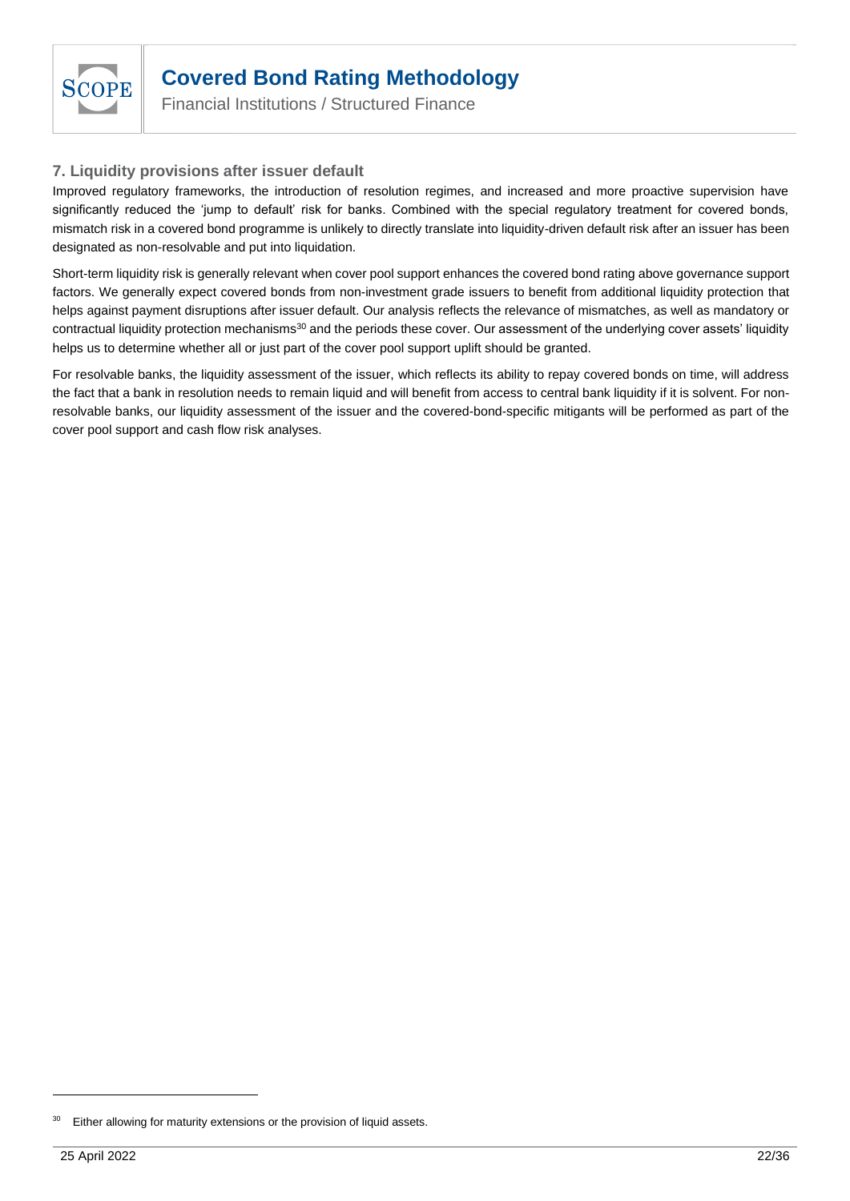## 7. Liquidity provisions after issuer default

Improved regulatory frameworks, the introduction of resolution regimes, and increased and more proactive supervision have significantly reduced the 'jump to default' risk for banks. Combined with the special regulatory treatment for covered bonds, mismatch risk in a covered bond programme is unlikely to directly translate into liquidity-driven default risk after an issuer has been designated as non-resolvable and put into liquidation.

Short-term liquidity risk is generally relevant when cover pool support enhances the covered bond rating above governance support factors. We generally expect covered bonds from non-investment grade issuers to benefit from additional liquidity protection that helps against payment disruptions after issuer default. Our analysis reflects the relevance of mismatches, as well as mandatory or contractual liquidity protection mechanisms[30] and the periods these cover. Our assessment of the underlying cover assets' liquidity helps us to determine whether all or just part of the cover pool support uplift should be granted.

For resolvable banks, the liquidity assessment of the issuer, which reflects its ability to repay covered bonds on time, will address the fact that a bank in resolution needs to remain liquid and will benefit from access to central bank liquidity if it is solvent. For non-resolvable banks, our liquidity assessment of the issuer and the covered-bond-specific mitigants will be performed as part of the cover pool support and cash flow risk analyses.

---

[30] Either allowing for maturity extensions or the provision of liquid assets.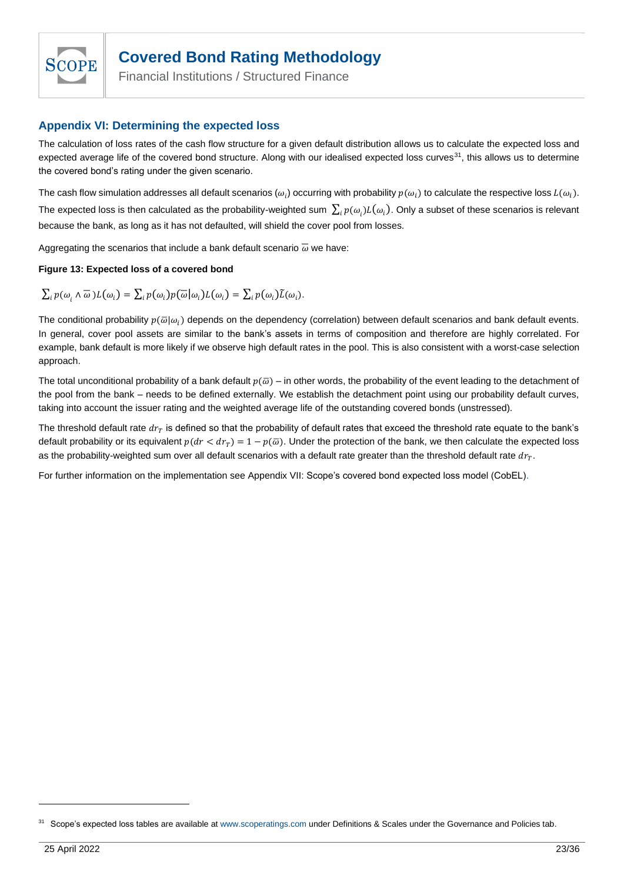## Appendix VI: Determining the expected loss

The calculation of loss rates of the cash flow structure for a given default distribution allows us to calculate the expected loss and expected average life of the covered bond structure. Along with our idealised expected loss curves[31], this allows us to determine the covered bond's rating under the given scenario.

The cash flow simulation addresses all default scenarios ($\omega_i$) occurring with probability $p(\omega_i)$ to calculate the respective loss $L(\omega_i)$. The expected loss is then calculated as the probability-weighted sum $\sum_i p(\omega_i)L(\omega_i)$. Only a subset of these scenarios is relevant because the bank, as long as it has not defaulted, will shield the cover pool from losses.

Aggregating the scenarios that include a bank default scenario $\overline{\omega}$ we have:

**Figure 13: Expected loss of a covered bond**

$$\sum_i p(\omega_i \wedge \overline{\omega})L(\omega_i) = \sum_i p(\omega_i)p(\overline{\omega}|\omega_i)L(\omega_i) = \sum_i p(\omega_i)\tilde{L}(\omega_i).$$

The conditional probability $p(\overline{\omega}|\omega_i)$ depends on the dependency (correlation) between default scenarios and bank default events. In general, cover pool assets are similar to the bank's assets in terms of composition and therefore are highly correlated. For example, bank default is more likely if we observe high default rates in the pool. This is also consistent with a worst-case selection approach.

The total unconditional probability of a bank default $p(\overline{\omega})$ – in other words, the probability of the event leading to the detachment of the pool from the bank – needs to be defined externally. We establish the detachment point using our probability default curves, taking into account the issuer rating and the weighted average life of the outstanding covered bonds (unstressed).

The threshold default rate $dr_T$ is defined so that the probability of default rates that exceed the threshold rate equate to the bank's default probability or its equivalent $p(dr < dr_T) = 1 - p(\overline{\omega})$. Under the protection of the bank, we then calculate the expected loss as the probability-weighted sum over all default scenarios with a default rate greater than the threshold default rate $dr_T$.

For further information on the implementation see Appendix VII: Scope's covered bond expected loss model (CobEL).

[31] Scope's expected loss tables are available at www.scoperatings.com under Definitions & Scales under the Governance and Policies tab.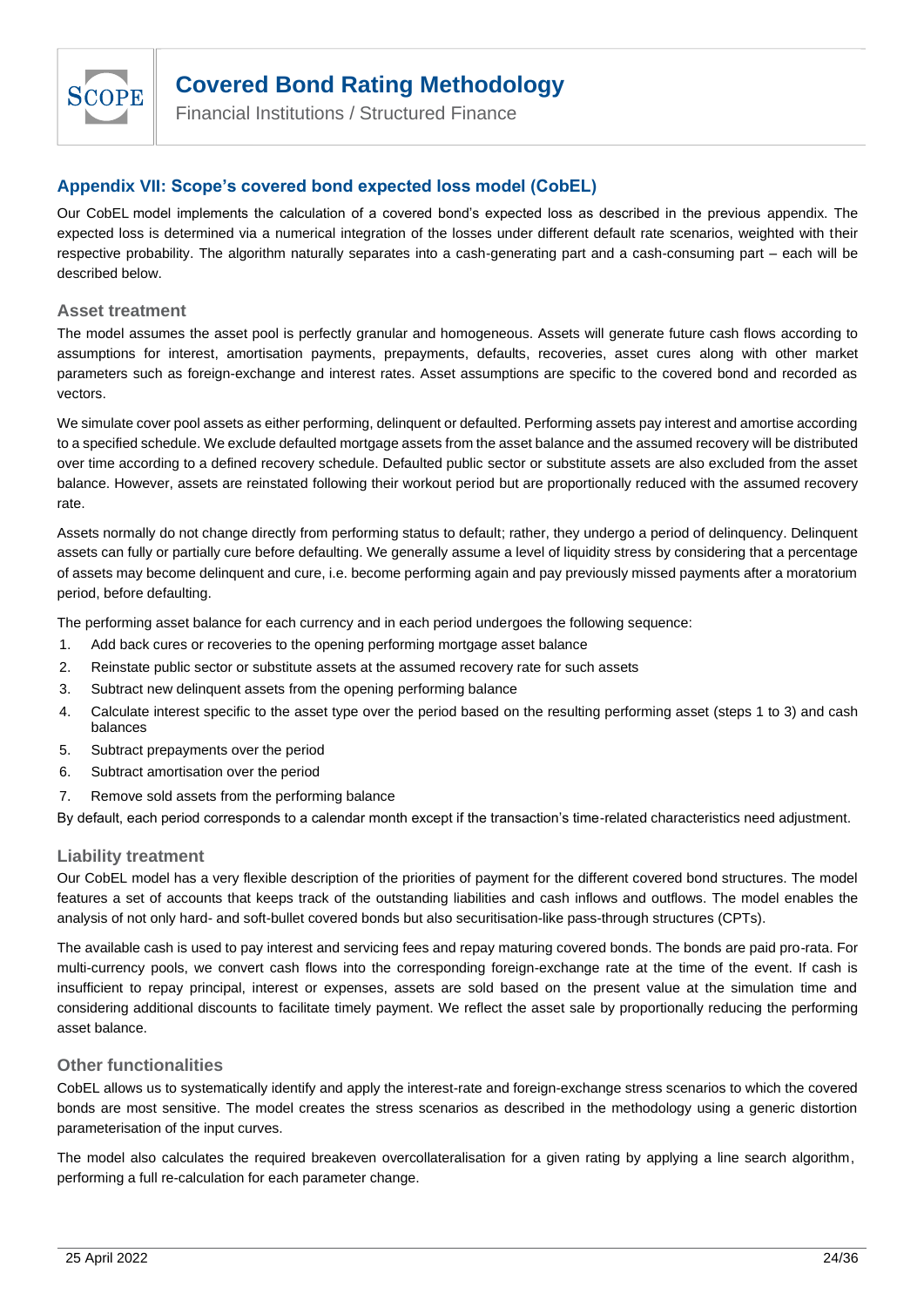## Appendix VII: Scope's covered bond expected loss model (CobEL)

Our CobEL model implements the calculation of a covered bond's expected loss as described in the previous appendix. The expected loss is determined via a numerical integration of the losses under different default rate scenarios, weighted with their respective probability. The algorithm naturally separates into a cash-generating part and a cash-consuming part – each will be described below.

### Asset treatment

The model assumes the asset pool is perfectly granular and homogeneous. Assets will generate future cash flows according to assumptions for interest, amortisation payments, prepayments, defaults, recoveries, asset cures along with other market parameters such as foreign-exchange and interest rates. Asset assumptions are specific to the covered bond and recorded as vectors.

We simulate cover pool assets as either performing, delinquent or defaulted. Performing assets pay interest and amortise according to a specified schedule. We exclude defaulted mortgage assets from the asset balance and the assumed recovery will be distributed over time according to a defined recovery schedule. Defaulted public sector or substitute assets are also excluded from the asset balance. However, assets are reinstated following their workout period but are proportionally reduced with the assumed recovery rate.

Assets normally do not change directly from performing status to default; rather, they undergo a period of delinquency. Delinquent assets can fully or partially cure before defaulting. We generally assume a level of liquidity stress by considering that a percentage of assets may become delinquent and cure, i.e. become performing again and pay previously missed payments after a moratorium period, before defaulting.

The performing asset balance for each currency and in each period undergoes the following sequence:

1. Add back cures or recoveries to the opening performing mortgage asset balance
2. Reinstate public sector or substitute assets at the assumed recovery rate for such assets
3. Subtract new delinquent assets from the opening performing balance
4. Calculate interest specific to the asset type over the period based on the resulting performing asset (steps 1 to 3) and cash balances
5. Subtract prepayments over the period
6. Subtract amortisation over the period
7. Remove sold assets from the performing balance

By default, each period corresponds to a calendar month except if the transaction's time-related characteristics need adjustment.

### Liability treatment

Our CobEL model has a very flexible description of the priorities of payment for the different covered bond structures. The model features a set of accounts that keeps track of the outstanding liabilities and cash inflows and outflows. The model enables the analysis of not only hard- and soft-bullet covered bonds but also securitisation-like pass-through structures (CPTs).

The available cash is used to pay interest and servicing fees and repay maturing covered bonds. The bonds are paid pro-rata. For multi-currency pools, we convert cash flows into the corresponding foreign-exchange rate at the time of the event. If cash is insufficient to repay principal, interest or expenses, assets are sold based on the present value at the simulation time and considering additional discounts to facilitate timely payment. We reflect the asset sale by proportionally reducing the performing asset balance.

### Other functionalities

CobEL allows us to systematically identify and apply the interest-rate and foreign-exchange stress scenarios to which the covered bonds are most sensitive. The model creates the stress scenarios as described in the methodology using a generic distortion parameterisation of the input curves.

The model also calculates the required breakeven overcollateralisation for a given rating by applying a line search algorithm, performing a full re-calculation for each parameter change.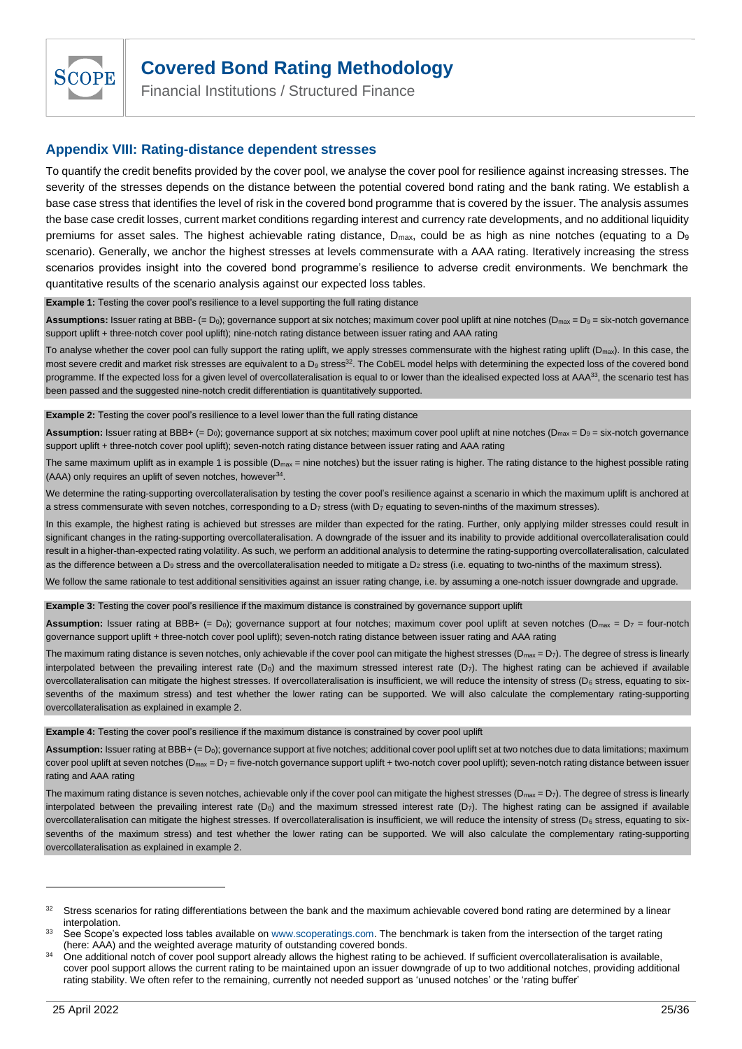## Appendix VIII: Rating-distance dependent stresses

To quantify the credit benefits provided by the cover pool, we analyse the cover pool for resilience against increasing stresses. The severity of the stresses depends on the distance between the potential covered bond rating and the bank rating. We establish a base case stress that identifies the level of risk in the covered bond programme that is covered by the issuer. The analysis assumes the base case credit losses, current market conditions regarding interest and currency rate developments, and no additional liquidity premiums for asset sales. The highest achievable rating distance, $D_{max}$, could be as high as nine notches (equating to a $D_9$ scenario). Generally, we anchor the highest stresses at levels commensurate with a AAA rating. Iteratively increasing the stress scenarios provides insight into the covered bond programme's resilience to adverse credit environments. We benchmark the quantitative results of the scenario analysis against our expected loss tables.

**Example 1:** Testing the cover pool's resilience to a level supporting the full rating distance

**Assumptions:** Issuer rating at BBB- (= $D_0$); governance support at six notches; maximum cover pool uplift at nine notches ($D_{max}$ = $D_9$ = six-notch governance support uplift + three-notch cover pool uplift); nine-notch rating distance between issuer rating and AAA rating

To analyse whether the cover pool can fully support the rating uplift, we apply stresses commensurate with the highest rating uplift ($D_{max}$). In this case, the most severe credit and market risk stresses are equivalent to a $D_9$ stress[32]. The CobEL model helps with determining the expected loss of the covered bond programme. If the expected loss for a given level of overcollateralisation is equal to or lower than the idealised expected loss at AAA[33], the scenario test has been passed and the suggested nine-notch credit differentiation is quantitatively supported.

**Example 2:** Testing the cover pool's resilience to a level lower than the full rating distance

**Assumption:** Issuer rating at BBB+ (= $D_0$); governance support at six notches; maximum cover pool uplift at nine notches ($D_{max}$ = $D_9$ = six-notch governance support uplift + three-notch cover pool uplift); seven-notch rating distance between issuer rating and AAA rating

The same maximum uplift as in example 1 is possible ($D_{max}$ = nine notches) but the issuer rating is higher. The rating distance to the highest possible rating (AAA) only requires an uplift of seven notches, however[34].

We determine the rating-supporting overcollateralisation by testing the cover pool's resilience against a scenario in which the maximum uplift is anchored at a stress commensurate with seven notches, corresponding to a $D_7$ stress (with $D_7$ equating to seven-ninths of the maximum stresses).

In this example, the highest rating is achieved but stresses are milder than expected for the rating. Further, only applying milder stresses could result in significant changes in the rating-supporting overcollateralisation. A downgrade of the issuer and its inability to provide additional overcollateralisation could result in a higher-than-expected rating volatility. As such, we perform an additional analysis to determine the rating-supporting overcollateralisation, calculated as the difference between a $D_9$ stress and the overcollateralisation needed to mitigate a $D_2$ stress (i.e. equating to two-ninths of the maximum stress).

We follow the same rationale to test additional sensitivities against an issuer rating change, i.e. by assuming a one-notch issuer downgrade and upgrade.

**Example 3:** Testing the cover pool's resilience if the maximum distance is constrained by governance support uplift

**Assumption:** Issuer rating at BBB+ (= $D_0$); governance support at four notches; maximum cover pool uplift at seven notches ($D_{max}$ = $D_7$ = four-notch governance support uplift + three-notch cover pool uplift); seven-notch rating distance between issuer rating and AAA rating

The maximum rating distance is seven notches, only achievable if the cover pool can mitigate the highest stresses ($D_{max}$ = $D_7$). The degree of stress is linearly interpolated between the prevailing interest rate ($D_0$) and the maximum stressed interest rate ($D_7$). The highest rating can be achieved if available overcollateralisation can mitigate the highest stresses. If overcollateralisation is insufficient, we will reduce the intensity of stress ($D_6$ stress, equating to six-sevenths of the maximum stress) and test whether the lower rating can be supported. We will also calculate the complementary rating-supporting overcollateralisation as explained in example 2.

**Example 4:** Testing the cover pool's resilience if the maximum distance is constrained by cover pool uplift

**Assumption:** Issuer rating at BBB+ (= $D_0$); governance support at five notches; additional cover pool uplift set at two notches due to data limitations; maximum cover pool uplift at seven notches ($D_{max}$ = $D_7$ = five-notch governance support uplift + two-notch cover pool uplift); seven-notch rating distance between issuer rating and AAA rating

The maximum rating distance is seven notches, achievable only if the cover pool can mitigate the highest stresses ($D_{max}$ = $D_7$). The degree of stress is linearly interpolated between the prevailing interest rate ($D_0$) and the maximum stressed interest rate ($D_7$). The highest rating can be assigned if available overcollateralisation can mitigate the highest stresses. If overcollateralisation is insufficient, we will reduce the intensity of stress ($D_6$ stress, equating to six-sevenths of the maximum stress) and test whether the lower rating can be supported. We will also calculate the complementary rating-supporting overcollateralisation as explained in example 2.

---

[32] Stress scenarios for rating differentiations between the bank and the maximum achievable covered bond rating are determined by a linear interpolation.

[33] See Scope's expected loss tables available on www.scoperatings.com. The benchmark is taken from the intersection of the target rating (here: AAA) and the weighted average maturity of outstanding covered bonds.

[34] One additional notch of cover pool support already allows the highest rating to be achieved. If sufficient overcollateralisation is available, cover pool support allows the current rating to be maintained upon an issuer downgrade of up to two additional notches, providing additional rating stability. We often refer to the remaining, currently not needed support as 'unused notches' or the 'rating buffer'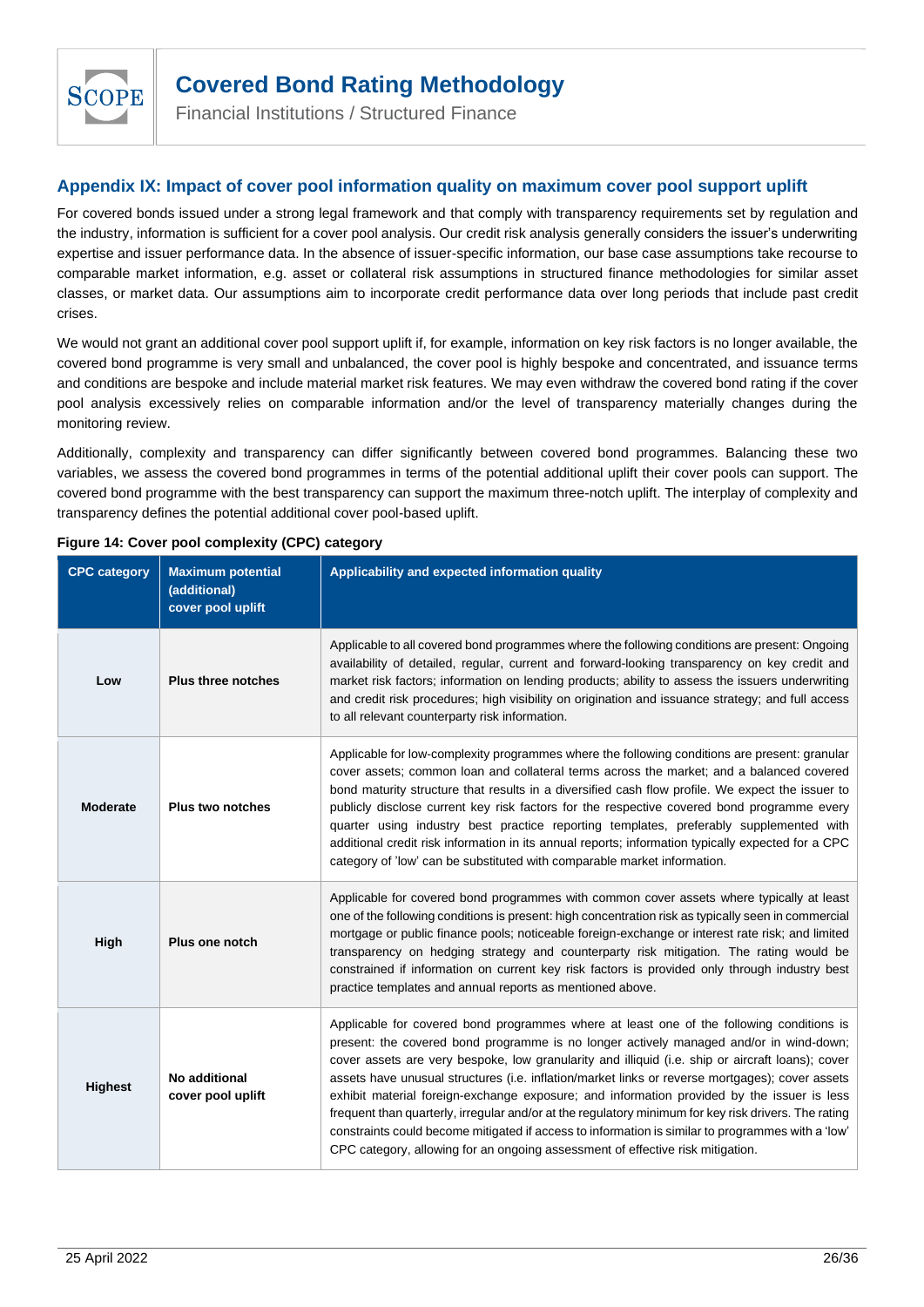## Appendix IX: Impact of cover pool information quality on maximum cover pool support uplift

For covered bonds issued under a strong legal framework and that comply with transparency requirements set by regulation and the industry, information is sufficient for a cover pool analysis. Our credit risk analysis generally considers the issuer's underwriting expertise and issuer performance data. In the absence of issuer-specific information, our base case assumptions take recourse to comparable market information, e.g. asset or collateral risk assumptions in structured finance methodologies for similar asset classes, or market data. Our assumptions aim to incorporate credit performance data over long periods that include past credit crises.

We would not grant an additional cover pool support uplift if, for example, information on key risk factors is no longer available, the covered bond programme is very small and unbalanced, the cover pool is highly bespoke and concentrated, and issuance terms and conditions are bespoke and include material market risk features. We may even withdraw the covered bond rating if the cover pool analysis excessively relies on comparable information and/or the level of transparency materially changes during the monitoring review.

Additionally, complexity and transparency can differ significantly between covered bond programmes. Balancing these two variables, we assess the covered bond programmes in terms of the potential additional uplift their cover pools can support. The covered bond programme with the best transparency can support the maximum three-notch uplift. The interplay of complexity and transparency defines the potential additional cover pool-based uplift.

**Figure 14: Cover pool complexity (CPC) category**

| CPC category | Maximum potential (additional) cover pool uplift | Applicability and expected information quality |
|---|---|---|
| **Low** | **Plus three notches** | Applicable to all covered bond programmes where the following conditions are present: Ongoing availability of detailed, regular, current and forward-looking transparency on key credit and market risk factors; information on lending products; ability to assess the issuers underwriting and credit risk procedures; high visibility on origination and issuance strategy; and full access to all relevant counterparty risk information. |
| **Moderate** | **Plus two notches** | Applicable for low-complexity programmes where the following conditions are present: granular cover assets; common loan and collateral terms across the market; and a balanced covered bond maturity structure that results in a diversified cash flow profile. We expect the issuer to publicly disclose current key risk factors for the respective covered bond programme every quarter using industry best practice reporting templates, preferably supplemented with additional credit risk information in its annual reports; information typically expected for a CPC category of 'low' can be substituted with comparable market information. |
| **High** | **Plus one notch** | Applicable for covered bond programmes with common cover assets where typically at least one of the following conditions is present: high concentration risk as typically seen in commercial mortgage or public finance pools; noticeable foreign-exchange or interest rate risk; and limited transparency on hedging strategy and counterparty risk mitigation. The rating would be constrained if information on current key risk factors is provided only through industry best practice templates and annual reports as mentioned above. |
| **Highest** | **No additional cover pool uplift** | Applicable for covered bond programmes where at least one of the following conditions is present: the covered bond programme is no longer actively managed and/or in wind-down; cover assets are very bespoke, low granularity and illiquid (i.e. ship or aircraft loans); cover assets have unusual structures (i.e. inflation/market links or reverse mortgages); cover assets exhibit material foreign-exchange exposure; and information provided by the issuer is less frequent than quarterly, irregular and/or at the regulatory minimum for key risk drivers. The rating constraints could become mitigated if access to information is similar to programmes with a 'low' CPC category, allowing for an ongoing assessment of effective risk mitigation. |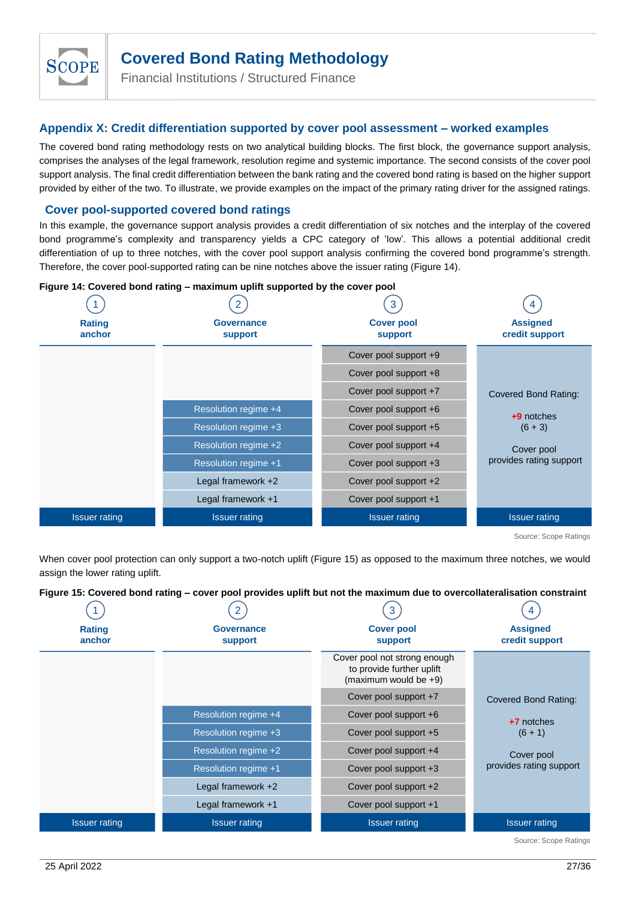## Appendix X: Credit differentiation supported by cover pool assessment – worked examples

The covered bond rating methodology rests on two analytical building blocks. The first block, the governance support analysis, comprises the analyses of the legal framework, resolution regime and systemic importance. The second consists of the cover pool support analysis. The final credit differentiation between the bank rating and the covered bond rating is based on the higher support provided by either of the two. To illustrate, we provide examples on the impact of the primary rating driver for the assigned ratings.

### Cover pool-supported covered bond ratings

In this example, the governance support analysis provides a credit differentiation of six notches and the interplay of the covered bond programme's complexity and transparency yields a CPC category of 'low'. This allows a potential additional credit differentiation of up to three notches, with the cover pool support analysis confirming the covered bond programme's strength. Therefore, the cover pool-supported rating can be nine notches above the issuer rating (Figure 14).

**Figure 14: Covered bond rating – maximum uplift supported by the cover pool**

| 1 Rating anchor | 2 Governance support | 3 Cover pool support | 4 Assigned credit support |
|---|---|---|---|
| | | Cover pool support +9 | Covered Bond Rating: +9 notches (6 + 3) Cover pool provides rating support |
| | | Cover pool support +8 | |
| | | Cover pool support +7 | |
| | Resolution regime +4 | Cover pool support +6 | |
| | Resolution regime +3 | Cover pool support +5 | |
| | Resolution regime +2 | Cover pool support +4 | |
| | Resolution regime +1 | Cover pool support +3 | |
| | Legal framework +2 | Cover pool support +2 | |
| | Legal framework +1 | Cover pool support +1 | |
| Issuer rating | Issuer rating | Issuer rating | Issuer rating |

Source: Scope Ratings

When cover pool protection can only support a two-notch uplift (Figure 15) as opposed to the maximum three notches, we would assign the lower rating uplift.

**Figure 15: Covered bond rating – cover pool provides uplift but not the maximum due to overcollateralisation constraint**

| 1 Rating anchor | 2 Governance support | 3 Cover pool support | 4 Assigned credit support |
|---|---|---|---|
| | | Cover pool not strong enough to provide further uplift (maximum would be +9) | Covered Bond Rating: +7 notches (6 + 1) Cover pool provides rating support |
| | | Cover pool support +7 | |
| | Resolution regime +4 | Cover pool support +6 | |
| | Resolution regime +3 | Cover pool support +5 | |
| | Resolution regime +2 | Cover pool support +4 | |
| | Resolution regime +1 | Cover pool support +3 | |
| | Legal framework +2 | Cover pool support +2 | |
| | Legal framework +1 | Cover pool support +1 | |
| Issuer rating | Issuer rating | Issuer rating | Issuer rating |

Source: Scope Ratings

25 April 2022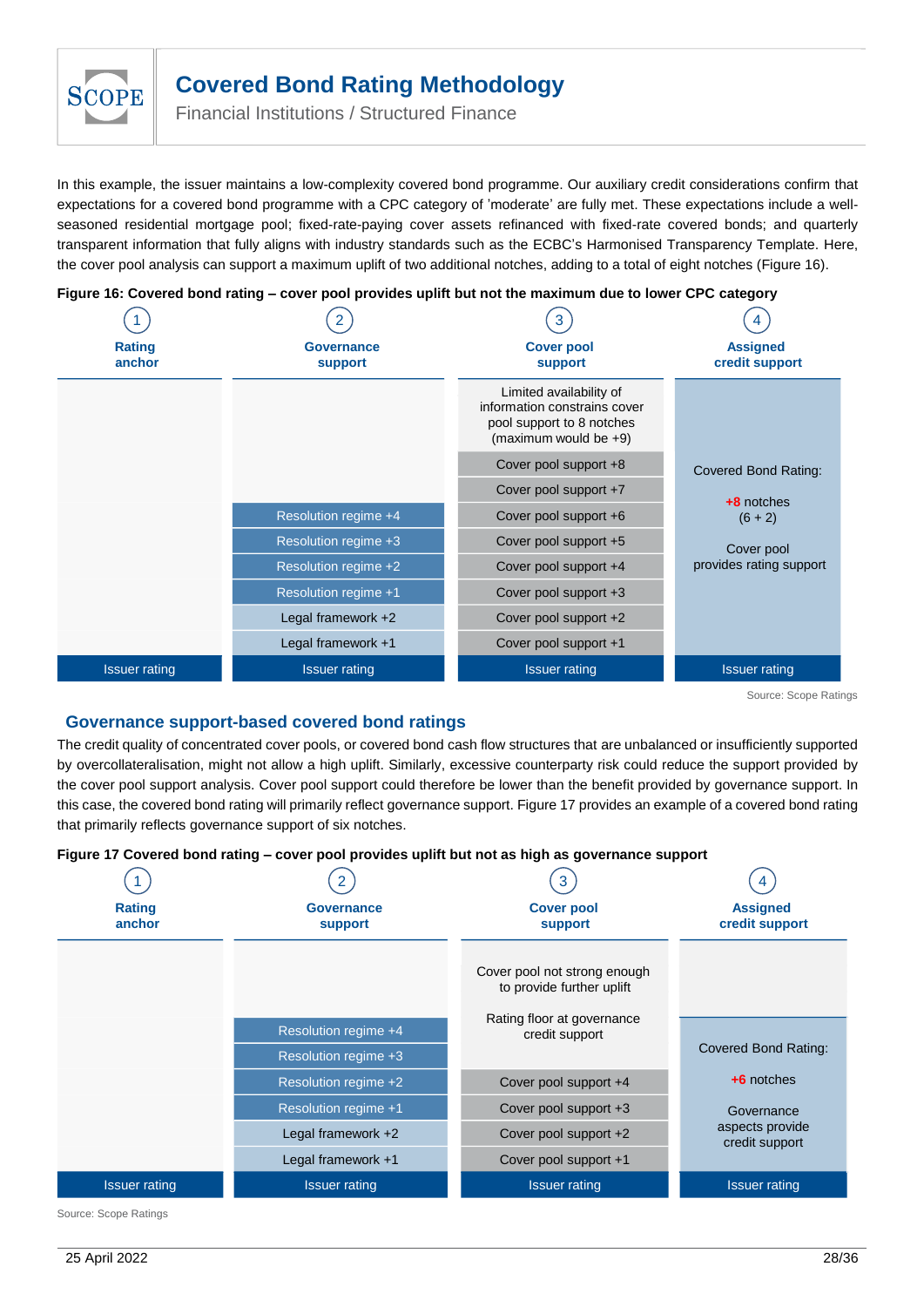In this example, the issuer maintains a low-complexity covered bond programme. Our auxiliary credit considerations confirm that expectations for a covered bond programme with a CPC category of 'moderate' are fully met. These expectations include a well-seasoned residential mortgage pool; fixed-rate-paying cover assets refinanced with fixed-rate covered bonds; and quarterly transparent information that fully aligns with industry standards such as the ECBC's Harmonised Transparency Template. Here, the cover pool analysis can support a maximum uplift of two additional notches, adding to a total of eight notches (Figure 16).

**Figure 16: Covered bond rating – cover pool provides uplift but not the maximum due to lower CPC category**

| 1 Rating anchor | 2 Governance support | 3 Cover pool support | 4 Assigned credit support |
|---|---|---|---|
| | | Limited availability of information constrains cover pool support to 8 notches (maximum would be +9) | Covered Bond Rating: +8 notches (6 + 2) Cover pool provides rating support |
| | | Cover pool support +8 | |
| | | Cover pool support +7 | |
| | Resolution regime +4 | Cover pool support +6 | |
| | Resolution regime +3 | Cover pool support +5 | |
| | Resolution regime +2 | Cover pool support +4 | |
| | Resolution regime +1 | Cover pool support +3 | |
| | Legal framework +2 | Cover pool support +2 | |
| | Legal framework +1 | Cover pool support +1 | |
| Issuer rating | Issuer rating | Issuer rating | Issuer rating |

Source: Scope Ratings

## Governance support-based covered bond ratings

The credit quality of concentrated cover pools, or covered bond cash flow structures that are unbalanced or insufficiently supported by overcollateralisation, might not allow a high uplift. Similarly, excessive counterparty risk could reduce the support provided by the cover pool support analysis. Cover pool support could therefore be lower than the benefit provided by governance support. In this case, the covered bond rating will primarily reflect governance support. Figure 17 provides an example of a covered bond rating that primarily reflects governance support of six notches.

**Figure 17 Covered bond rating – cover pool provides uplift but not as high as governance support**

| 1 Rating anchor | 2 Governance support | 3 Cover pool support | 4 Assigned credit support |
|---|---|---|---|
| | | Cover pool not strong enough to provide further uplift<br><br>Rating floor at governance credit support | |
| | Resolution regime +4 | | Covered Bond Rating: +6 notches Governance aspects provide credit support |
| | Resolution regime +3 | | |
| | Resolution regime +2 | Cover pool support +4 | |
| | Resolution regime +1 | Cover pool support +3 | |
| | Legal framework +2 | Cover pool support +2 | |
| | Legal framework +1 | Cover pool support +1 | |
| Issuer rating | Issuer rating | Issuer rating | Issuer rating |

Source: Scope Ratings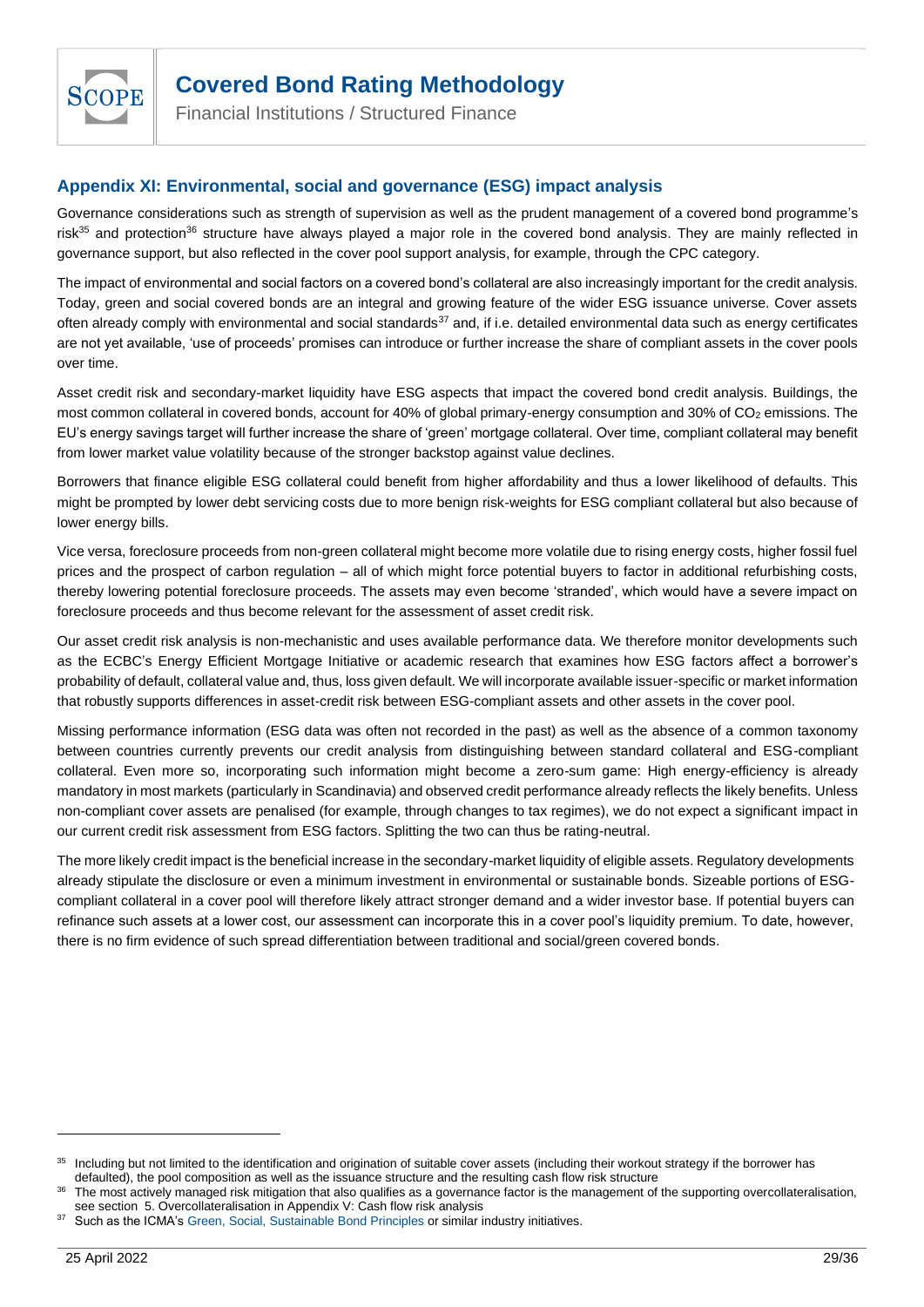## Appendix XI: Environmental, social and governance (ESG) impact analysis

Governance considerations such as strength of supervision as well as the prudent management of a covered bond programme's risk[35] and protection[36] structure have always played a major role in the covered bond analysis. They are mainly reflected in governance support, but also reflected in the cover pool support analysis, for example, through the CPC category.

The impact of environmental and social factors on a covered bond's collateral are also increasingly important for the credit analysis. Today, green and social covered bonds are an integral and growing feature of the wider ESG issuance universe. Cover assets often already comply with environmental and social standards[37] and, if i.e. detailed environmental data such as energy certificates are not yet available, 'use of proceeds' promises can introduce or further increase the share of compliant assets in the cover pools over time.

Asset credit risk and secondary-market liquidity have ESG aspects that impact the covered bond credit analysis. Buildings, the most common collateral in covered bonds, account for 40% of global primary-energy consumption and 30% of $CO_2$ emissions. The EU's energy savings target will further increase the share of 'green' mortgage collateral. Over time, compliant collateral may benefit from lower market value volatility because of the stronger backstop against value declines.

Borrowers that finance eligible ESG collateral could benefit from higher affordability and thus a lower likelihood of defaults. This might be prompted by lower debt servicing costs due to more benign risk-weights for ESG compliant collateral but also because of lower energy bills.

Vice versa, foreclosure proceeds from non-green collateral might become more volatile due to rising energy costs, higher fossil fuel prices and the prospect of carbon regulation – all of which might force potential buyers to factor in additional refurbishing costs, thereby lowering potential foreclosure proceeds. The assets may even become 'stranded', which would have a severe impact on foreclosure proceeds and thus become relevant for the assessment of asset credit risk.

Our asset credit risk analysis is non-mechanistic and uses available performance data. We therefore monitor developments such as the ECBC's Energy Efficient Mortgage Initiative or academic research that examines how ESG factors affect a borrower's probability of default, collateral value and, thus, loss given default. We will incorporate available issuer-specific or market information that robustly supports differences in asset-credit risk between ESG-compliant assets and other assets in the cover pool.

Missing performance information (ESG data was often not recorded in the past) as well as the absence of a common taxonomy between countries currently prevents our credit analysis from distinguishing between standard collateral and ESG-compliant collateral. Even more so, incorporating such information might become a zero-sum game: High energy-efficiency is already mandatory in most markets (particularly in Scandinavia) and observed credit performance already reflects the likely benefits. Unless non-compliant cover assets are penalised (for example, through changes to tax regimes), we do not expect a significant impact in our current credit risk assessment from ESG factors. Splitting the two can thus be rating-neutral.

The more likely credit impact is the beneficial increase in the secondary-market liquidity of eligible assets. Regulatory developments already stipulate the disclosure or even a minimum investment in environmental or sustainable bonds. Sizeable portions of ESG-compliant collateral in a cover pool will therefore likely attract stronger demand and a wider investor base. If potential buyers can refinance such assets at a lower cost, our assessment can incorporate this in a cover pool's liquidity premium. To date, however, there is no firm evidence of such spread differentiation between traditional and social/green covered bonds.

---

[35] Including but not limited to the identification and origination of suitable cover assets (including their workout strategy if the borrower has defaulted), the pool composition as well as the issuance structure and the resulting cash flow risk structure

[36] The most actively managed risk mitigation that also qualifies as a governance factor is the management of the supporting overcollateralisation, see section 5. Overcollateralisation in Appendix V: Cash flow risk analysis

[37] Such as the ICMA's Green, Social, Sustainable Bond Principles or similar industry initiatives.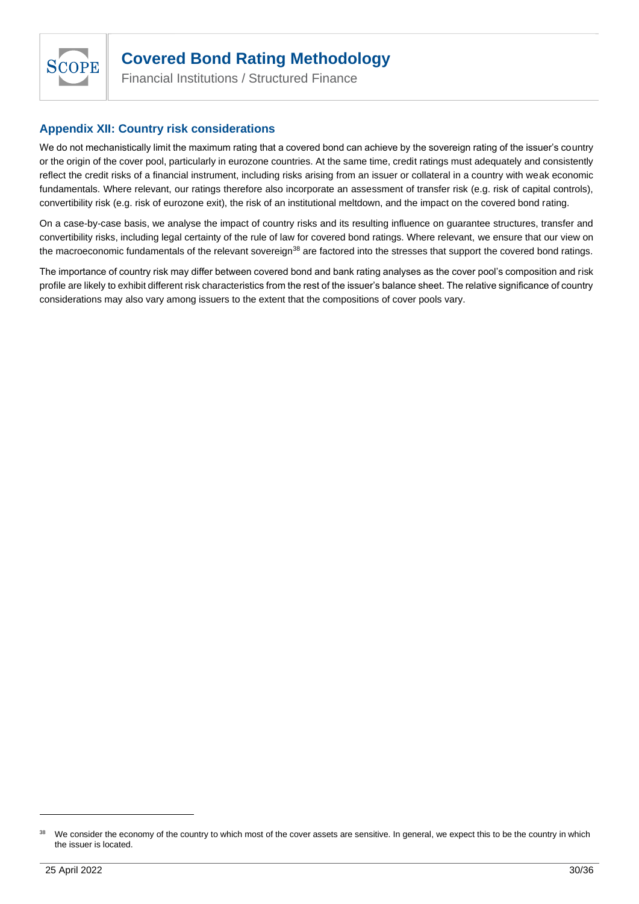## Appendix XII: Country risk considerations

We do not mechanistically limit the maximum rating that a covered bond can achieve by the sovereign rating of the issuer's country or the origin of the cover pool, particularly in eurozone countries. At the same time, credit ratings must adequately and consistently reflect the credit risks of a financial instrument, including risks arising from an issuer or collateral in a country with weak economic fundamentals. Where relevant, our ratings therefore also incorporate an assessment of transfer risk (e.g. risk of capital controls), convertibility risk (e.g. risk of eurozone exit), the risk of an institutional meltdown, and the impact on the covered bond rating.

On a case-by-case basis, we analyse the impact of country risks and its resulting influence on guarantee structures, transfer and convertibility risks, including legal certainty of the rule of law for covered bond ratings. Where relevant, we ensure that our view on the macroeconomic fundamentals of the relevant sovereign[38] are factored into the stresses that support the covered bond ratings.

The importance of country risk may differ between covered bond and bank rating analyses as the cover pool's composition and risk profile are likely to exhibit different risk characteristics from the rest of the issuer's balance sheet. The relative significance of country considerations may also vary among issuers to the extent that the compositions of cover pools vary.

---

[38] We consider the economy of the country to which most of the cover assets are sensitive. In general, we expect this to be the country in which the issuer is located.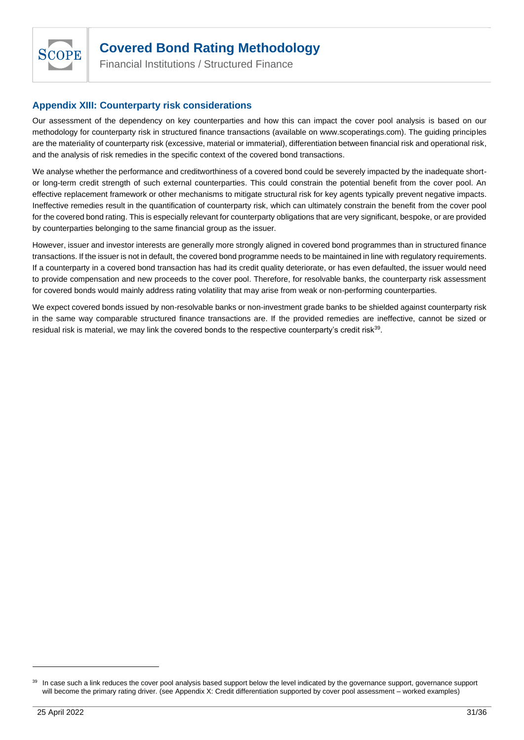## Appendix XIII: Counterparty risk considerations

Our assessment of the dependency on key counterparties and how this can impact the cover pool analysis is based on our methodology for counterparty risk in structured finance transactions (available on www.scoperatings.com). The guiding principles are the materiality of counterparty risk (excessive, material or immaterial), differentiation between financial risk and operational risk, and the analysis of risk remedies in the specific context of the covered bond transactions.

We analyse whether the performance and creditworthiness of a covered bond could be severely impacted by the inadequate short- or long-term credit strength of such external counterparties. This could constrain the potential benefit from the cover pool. An effective replacement framework or other mechanisms to mitigate structural risk for key agents typically prevent negative impacts. Ineffective remedies result in the quantification of counterparty risk, which can ultimately constrain the benefit from the cover pool for the covered bond rating. This is especially relevant for counterparty obligations that are very significant, bespoke, or are provided by counterparties belonging to the same financial group as the issuer.

However, issuer and investor interests are generally more strongly aligned in covered bond programmes than in structured finance transactions. If the issuer is not in default, the covered bond programme needs to be maintained in line with regulatory requirements. If a counterparty in a covered bond transaction has had its credit quality deteriorate, or has even defaulted, the issuer would need to provide compensation and new proceeds to the cover pool. Therefore, for resolvable banks, the counterparty risk assessment for covered bonds would mainly address rating volatility that may arise from weak or non-performing counterparties.

We expect covered bonds issued by non-resolvable banks or non-investment grade banks to be shielded against counterparty risk in the same way comparable structured finance transactions are. If the provided remedies are ineffective, cannot be sized or residual risk is material, we may link the covered bonds to the respective counterparty's credit risk[39].

[39] In case such a link reduces the cover pool analysis based support below the level indicated by the governance support, governance support will become the primary rating driver. (see Appendix X: Credit differentiation supported by cover pool assessment – worked examples)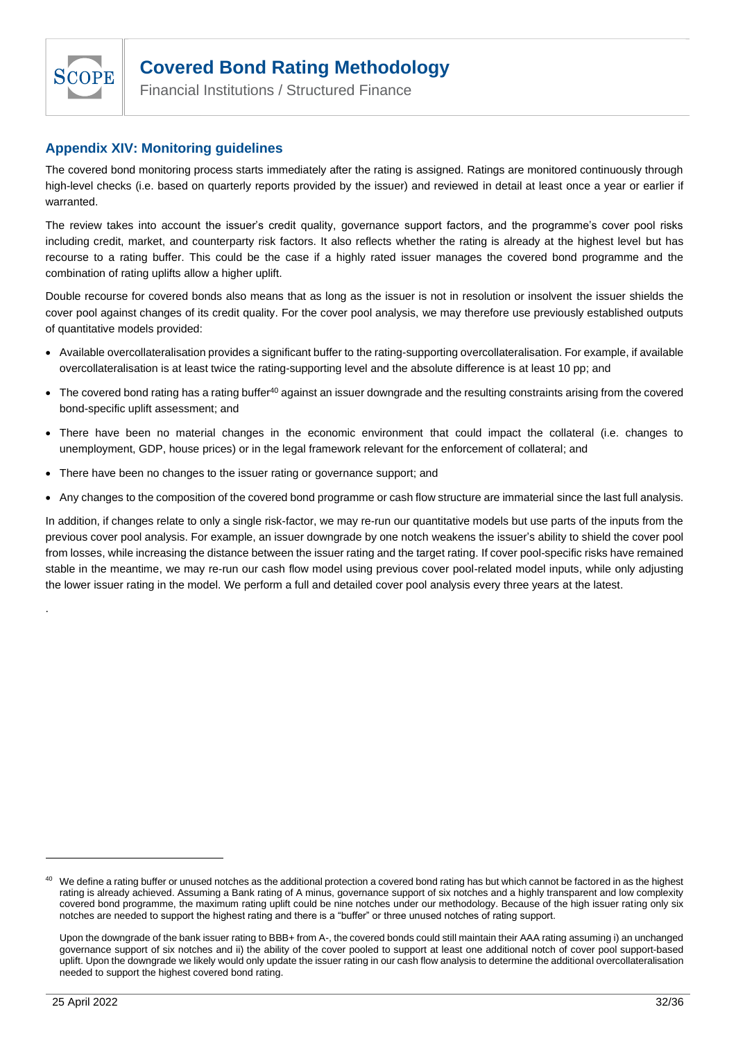## Appendix XIV: Monitoring guidelines

The covered bond monitoring process starts immediately after the rating is assigned. Ratings are monitored continuously through high-level checks (i.e. based on quarterly reports provided by the issuer) and reviewed in detail at least once a year or earlier if warranted.

The review takes into account the issuer's credit quality, governance support factors, and the programme's cover pool risks including credit, market, and counterparty risk factors. It also reflects whether the rating is already at the highest level but has recourse to a rating buffer. This could be the case if a highly rated issuer manages the covered bond programme and the combination of rating uplifts allow a higher uplift.

Double recourse for covered bonds also means that as long as the issuer is not in resolution or insolvent the issuer shields the cover pool against changes of its credit quality. For the cover pool analysis, we may therefore use previously established outputs of quantitative models provided:

- Available overcollateralisation provides a significant buffer to the rating-supporting overcollateralisation. For example, if available overcollateralisation is at least twice the rating-supporting level and the absolute difference is at least 10 pp; and
- The covered bond rating has a rating buffer[40] against an issuer downgrade and the resulting constraints arising from the covered bond-specific uplift assessment; and
- There have been no material changes in the economic environment that could impact the collateral (i.e. changes to unemployment, GDP, house prices) or in the legal framework relevant for the enforcement of collateral; and
- There have been no changes to the issuer rating or governance support; and
- Any changes to the composition of the covered bond programme or cash flow structure are immaterial since the last full analysis.

In addition, if changes relate to only a single risk-factor, we may re-run our quantitative models but use parts of the inputs from the previous cover pool analysis. For example, an issuer downgrade by one notch weakens the issuer's ability to shield the cover pool from losses, while increasing the distance between the issuer rating and the target rating. If cover pool-specific risks have remained stable in the meantime, we may re-run our cash flow model using previous cover pool-related model inputs, while only adjusting the lower issuer rating in the model. We perform a full and detailed cover pool analysis every three years at the latest.

.

---

[40] We define a rating buffer or unused notches as the additional protection a covered bond rating has but which cannot be factored in as the highest rating is already achieved. Assuming a Bank rating of A minus, governance support of six notches and a highly transparent and low complexity covered bond programme, the maximum rating uplift could be nine notches under our methodology. Because of the high issuer rating only six notches are needed to support the highest rating and there is a "buffer" or three unused notches of rating support.

Upon the downgrade of the bank issuer rating to BBB+ from A-, the covered bonds could still maintain their AAA rating assuming i) an unchanged governance support of six notches and ii) the ability of the cover pooled to support at least one additional notch of cover pool support-based uplift. Upon the downgrade we likely would only update the issuer rating in our cash flow analysis to determine the additional overcollateralisation needed to support the highest covered bond rating.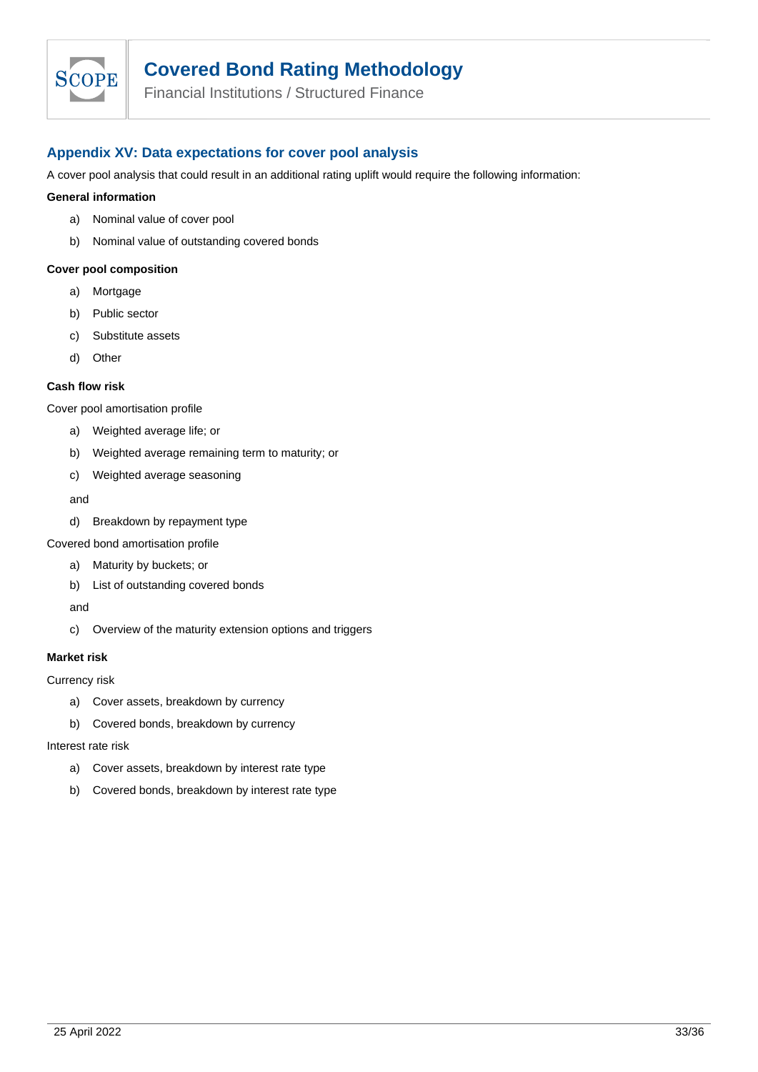## Appendix XV: Data expectations for cover pool analysis

A cover pool analysis that could result in an additional rating uplift would require the following information:

**General information**

a) Nominal value of cover pool

b) Nominal value of outstanding covered bonds

**Cover pool composition**

a) Mortgage

b) Public sector

c) Substitute assets

d) Other

**Cash flow risk**

Cover pool amortisation profile

a) Weighted average life; or

b) Weighted average remaining term to maturity; or

c) Weighted average seasoning

and

d) Breakdown by repayment type

Covered bond amortisation profile

a) Maturity by buckets; or

b) List of outstanding covered bonds

and

c) Overview of the maturity extension options and triggers

**Market risk**

Currency risk

a) Cover assets, breakdown by currency

b) Covered bonds, breakdown by currency

Interest rate risk

a) Cover assets, breakdown by interest rate type

b) Covered bonds, breakdown by interest rate type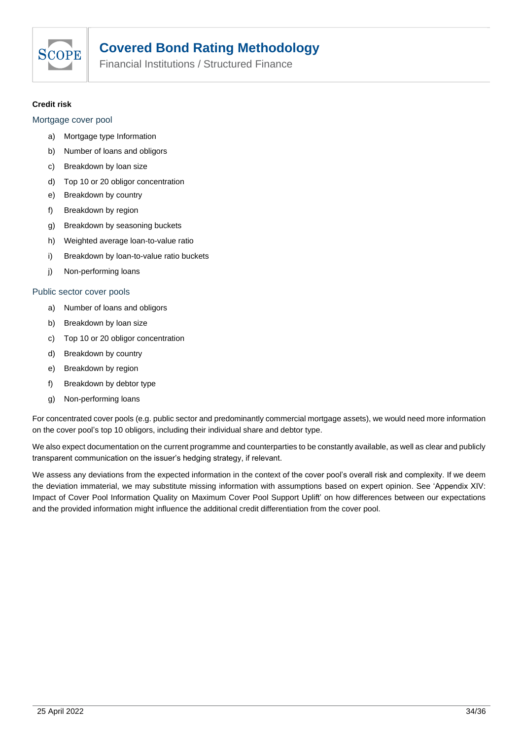**Credit risk**

### Mortgage cover pool

a) Mortgage type Information

b) Number of loans and obligors

c) Breakdown by loan size

d) Top 10 or 20 obligor concentration

e) Breakdown by country

f) Breakdown by region

g) Breakdown by seasoning buckets

h) Weighted average loan-to-value ratio

i) Breakdown by loan-to-value ratio buckets

j) Non-performing loans

### Public sector cover pools

a) Number of loans and obligors

b) Breakdown by loan size

c) Top 10 or 20 obligor concentration

d) Breakdown by country

e) Breakdown by region

f) Breakdown by debtor type

g) Non-performing loans

For concentrated cover pools (e.g. public sector and predominantly commercial mortgage assets), we would need more information on the cover pool's top 10 obligors, including their individual share and debtor type.

We also expect documentation on the current programme and counterparties to be constantly available, as well as clear and publicly transparent communication on the issuer's hedging strategy, if relevant.

We assess any deviations from the expected information in the context of the cover pool's overall risk and complexity. If we deem the deviation immaterial, we may substitute missing information with assumptions based on expert opinion. See 'Appendix XIV: Impact of Cover Pool Information Quality on Maximum Cover Pool Support Uplift' on how differences between our expectations and the provided information might influence the additional credit differentiation from the cover pool.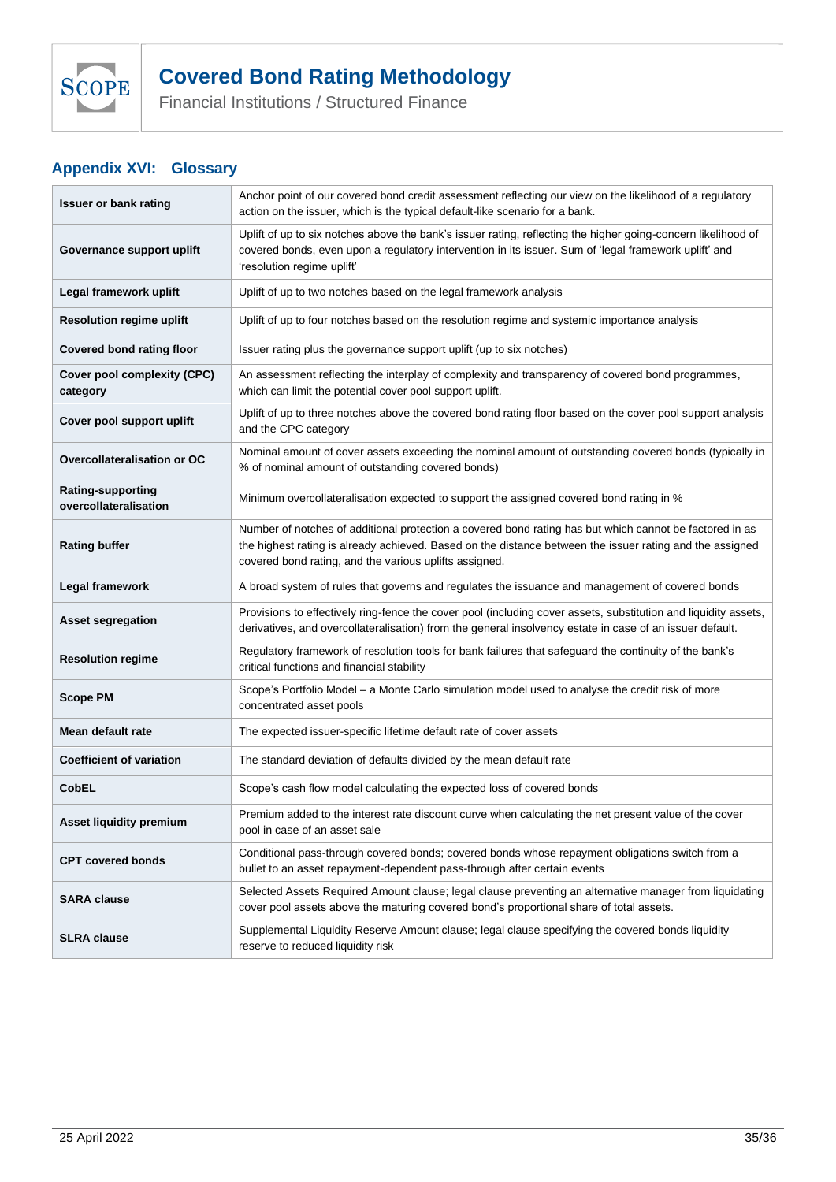## Appendix XVI: Glossary

| Term | Definition |
|---|---|
| **Issuer or bank rating** | Anchor point of our covered bond credit assessment reflecting our view on the likelihood of a regulatory action on the issuer, which is the typical default-like scenario for a bank. |
| **Governance support uplift** | Uplift of up to six notches above the bank's issuer rating, reflecting the higher going-concern likelihood of covered bonds, even upon a regulatory intervention in its issuer. Sum of 'legal framework uplift' and 'resolution regime uplift' |
| **Legal framework uplift** | Uplift of up to two notches based on the legal framework analysis |
| **Resolution regime uplift** | Uplift of up to four notches based on the resolution regime and systemic importance analysis |
| **Covered bond rating floor** | Issuer rating plus the governance support uplift (up to six notches) |
| **Cover pool complexity (CPC) category** | An assessment reflecting the interplay of complexity and transparency of covered bond programmes, which can limit the potential cover pool support uplift. |
| **Cover pool support uplift** | Uplift of up to three notches above the covered bond rating floor based on the cover pool support analysis and the CPC category |
| **Overcollateralisation or OC** | Nominal amount of cover assets exceeding the nominal amount of outstanding covered bonds (typically in % of nominal amount of outstanding covered bonds) |
| **Rating-supporting overcollateralisation** | Minimum overcollateralisation expected to support the assigned covered bond rating in % |
| **Rating buffer** | Number of notches of additional protection a covered bond rating has but which cannot be factored in as the highest rating is already achieved. Based on the distance between the issuer rating and the assigned covered bond rating, and the various uplifts assigned. |
| **Legal framework** | A broad system of rules that governs and regulates the issuance and management of covered bonds |
| **Asset segregation** | Provisions to effectively ring-fence the cover pool (including cover assets, substitution and liquidity assets, derivatives, and overcollateralisation) from the general insolvency estate in case of an issuer default. |
| **Resolution regime** | Regulatory framework of resolution tools for bank failures that safeguard the continuity of the bank's critical functions and financial stability |
| **Scope PM** | Scope's Portfolio Model – a Monte Carlo simulation model used to analyse the credit risk of more concentrated asset pools |
| **Mean default rate** | The expected issuer-specific lifetime default rate of cover assets |
| **Coefficient of variation** | The standard deviation of defaults divided by the mean default rate |
| **CobEL** | Scope's cash flow model calculating the expected loss of covered bonds |
| **Asset liquidity premium** | Premium added to the interest rate discount curve when calculating the net present value of the cover pool in case of an asset sale |
| **CPT covered bonds** | Conditional pass-through covered bonds; covered bonds whose repayment obligations switch from a bullet to an asset repayment-dependent pass-through after certain events |
| **SARA clause** | Selected Assets Required Amount clause; legal clause preventing an alternative manager from liquidating cover pool assets above the maturing covered bond's proportional share of total assets. |
| **SLRA clause** | Supplemental Liquidity Reserve Amount clause; legal clause specifying the covered bonds liquidity reserve to reduced liquidity risk |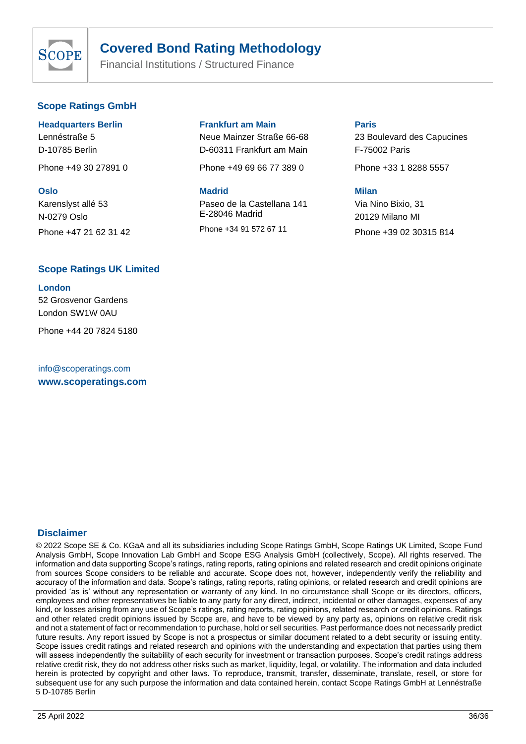## Scope Ratings GmbH

**Headquarters Berlin**
Lennéstraße 5
D-10785 Berlin

Phone +49 30 27891 0

**Frankfurt am Main**
Neue Mainzer Straße 66-68
D-60311 Frankfurt am Main

Phone +49 69 66 77 389 0

**Paris**
23 Boulevard des Capucines
F-75002 Paris

Phone +33 1 8288 5557

**Oslo**
Karenslyst allé 53
N-0279 Oslo

Phone +47 21 62 31 42

**Madrid**
Paseo de la Castellana 141
E-28046 Madrid

Phone +34 91 572 67 11

**Milan**
Via Nino Bixio, 31
20129 Milano MI

Phone +39 02 30315 814

## Scope Ratings UK Limited

**London**
52 Grosvenor Gardens
London SW1W 0AU

Phone +44 20 7824 5180

info@scoperatings.com
**www.scoperatings.com**

## Disclaimer

© 2022 Scope SE & Co. KGaA and all its subsidiaries including Scope Ratings GmbH, Scope Ratings UK Limited, Scope Fund Analysis GmbH, Scope Innovation Lab GmbH and Scope ESG Analysis GmbH (collectively, Scope). All rights reserved. The information and data supporting Scope's ratings, rating reports, rating opinions and related research and credit opinions originate from sources Scope considers to be reliable and accurate. Scope does not, however, independently verify the reliability and accuracy of the information and data. Scope's ratings, rating reports, rating opinions, or related research and credit opinions are provided 'as is' without any representation or warranty of any kind. In no circumstance shall Scope or its directors, officers, employees and other representatives be liable to any party for any direct, indirect, incidental or other damages, expenses of any kind, or losses arising from any use of Scope's ratings, rating reports, rating opinions, related research or credit opinions. Ratings and other related credit opinions issued by Scope are, and have to be viewed by any party as, opinions on relative credit risk and not a statement of fact or recommendation to purchase, hold or sell securities. Past performance does not necessarily predict future results. Any report issued by Scope is not a prospectus or similar document related to a debt security or issuing entity. Scope issues credit ratings and related research and opinions with the understanding and expectation that parties using them will assess independently the suitability of each security for investment or transaction purposes. Scope's credit ratings address relative credit risk, they do not address other risks such as market, liquidity, legal, or volatility. The information and data included herein is protected by copyright and other laws. To reproduce, transmit, transfer, disseminate, translate, resell, or store for subsequent use for any such purpose the information and data contained herein, contact Scope Ratings GmbH at Lennéstraße 5 D-10785 Berlin